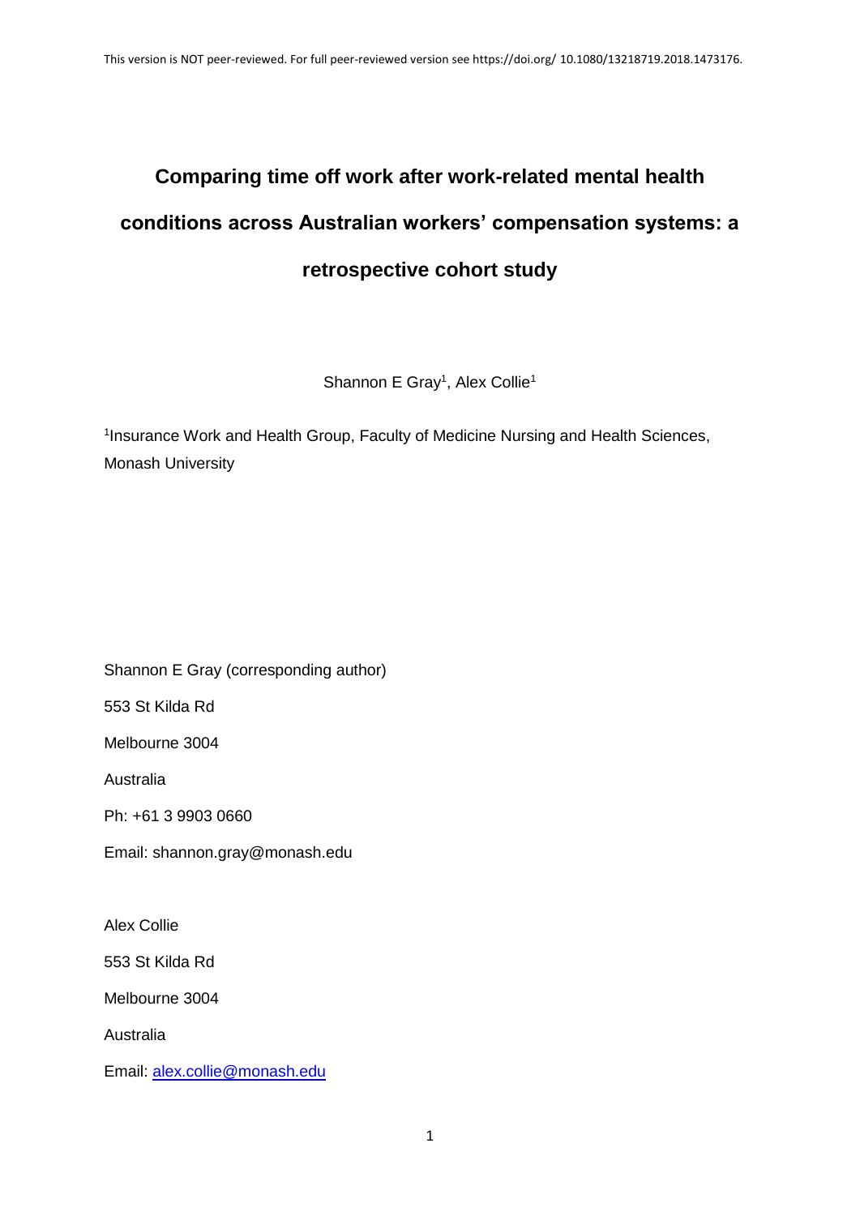This version is NOT peer-reviewed. For full peer-reviewed version see https://doi.org/ 10.1080/13218719.2018.1473176.

# Comparing time off work after work-related mental health conditions across Australian workers' compensation systems: a retrospective cohort study

Shannon E Gray[1], Alex Collie[1]

[1]Insurance Work and Health Group, Faculty of Medicine Nursing and Health Sciences, Monash University

Shannon E Gray (corresponding author)

553 St Kilda Rd

Melbourne 3004

Australia

Ph: +61 3 9903 0660

Email: shannon.gray@monash.edu

Alex Collie

553 St Kilda Rd

Melbourne 3004

Australia

Email: alex.collie@monash.edu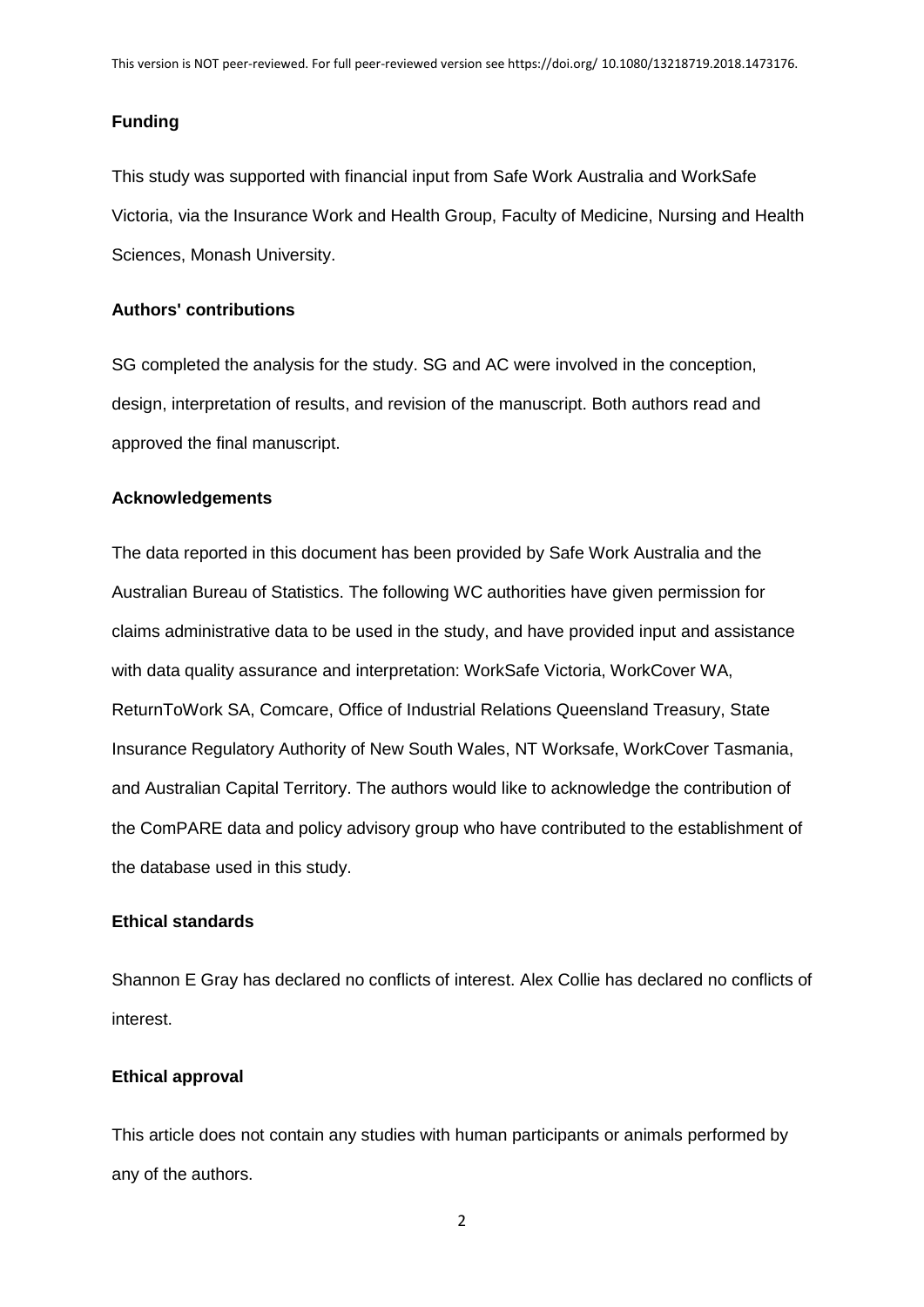## Funding

This study was supported with financial input from Safe Work Australia and WorkSafe Victoria, via the Insurance Work and Health Group, Faculty of Medicine, Nursing and Health Sciences, Monash University.

## Authors' contributions

SG completed the analysis for the study. SG and AC were involved in the conception, design, interpretation of results, and revision of the manuscript. Both authors read and approved the final manuscript.

## Acknowledgements

The data reported in this document has been provided by Safe Work Australia and the Australian Bureau of Statistics. The following WC authorities have given permission for claims administrative data to be used in the study, and have provided input and assistance with data quality assurance and interpretation: WorkSafe Victoria, WorkCover WA, ReturnToWork SA, Comcare, Office of Industrial Relations Queensland Treasury, State Insurance Regulatory Authority of New South Wales, NT Worksafe, WorkCover Tasmania, and Australian Capital Territory. The authors would like to acknowledge the contribution of the ComPARE data and policy advisory group who have contributed to the establishment of the database used in this study.

## Ethical standards

Shannon E Gray has declared no conflicts of interest. Alex Collie has declared no conflicts of interest.

## Ethical approval

This article does not contain any studies with human participants or animals performed by any of the authors.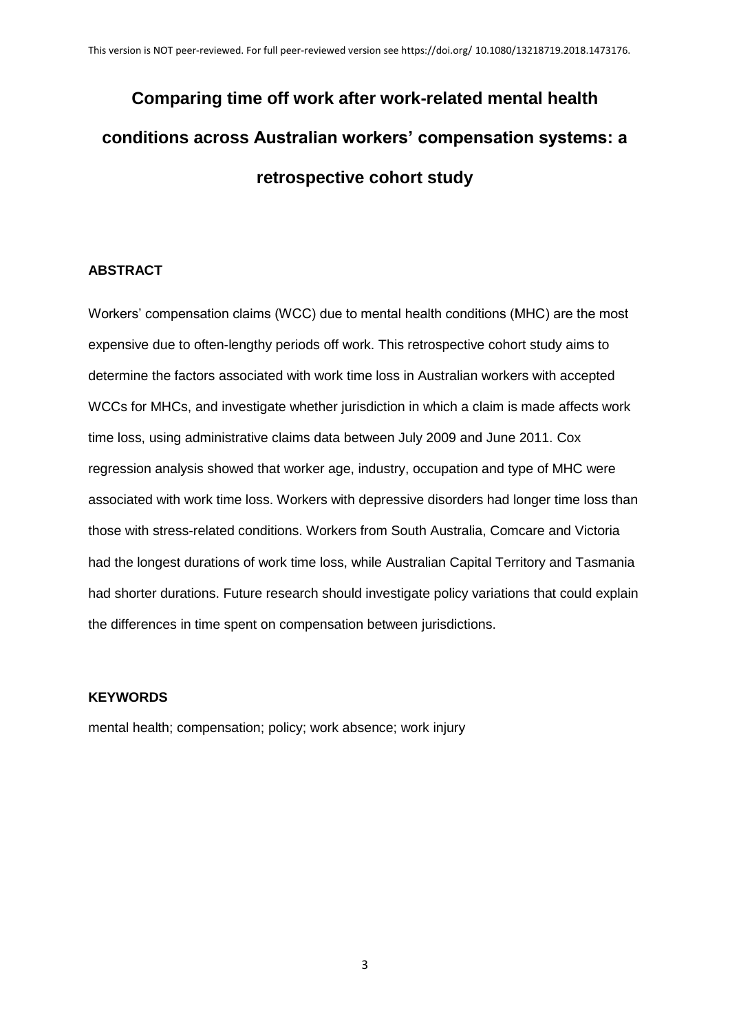# Comparing time off work after work-related mental health conditions across Australian workers' compensation systems: a retrospective cohort study

## ABSTRACT

Workers' compensation claims (WCC) due to mental health conditions (MHC) are the most expensive due to often-lengthy periods off work. This retrospective cohort study aims to determine the factors associated with work time loss in Australian workers with accepted WCCs for MHCs, and investigate whether jurisdiction in which a claim is made affects work time loss, using administrative claims data between July 2009 and June 2011. Cox regression analysis showed that worker age, industry, occupation and type of MHC were associated with work time loss. Workers with depressive disorders had longer time loss than those with stress-related conditions. Workers from South Australia, Comcare and Victoria had the longest durations of work time loss, while Australian Capital Territory and Tasmania had shorter durations. Future research should investigate policy variations that could explain the differences in time spent on compensation between jurisdictions.

## KEYWORDS

mental health; compensation; policy; work absence; work injury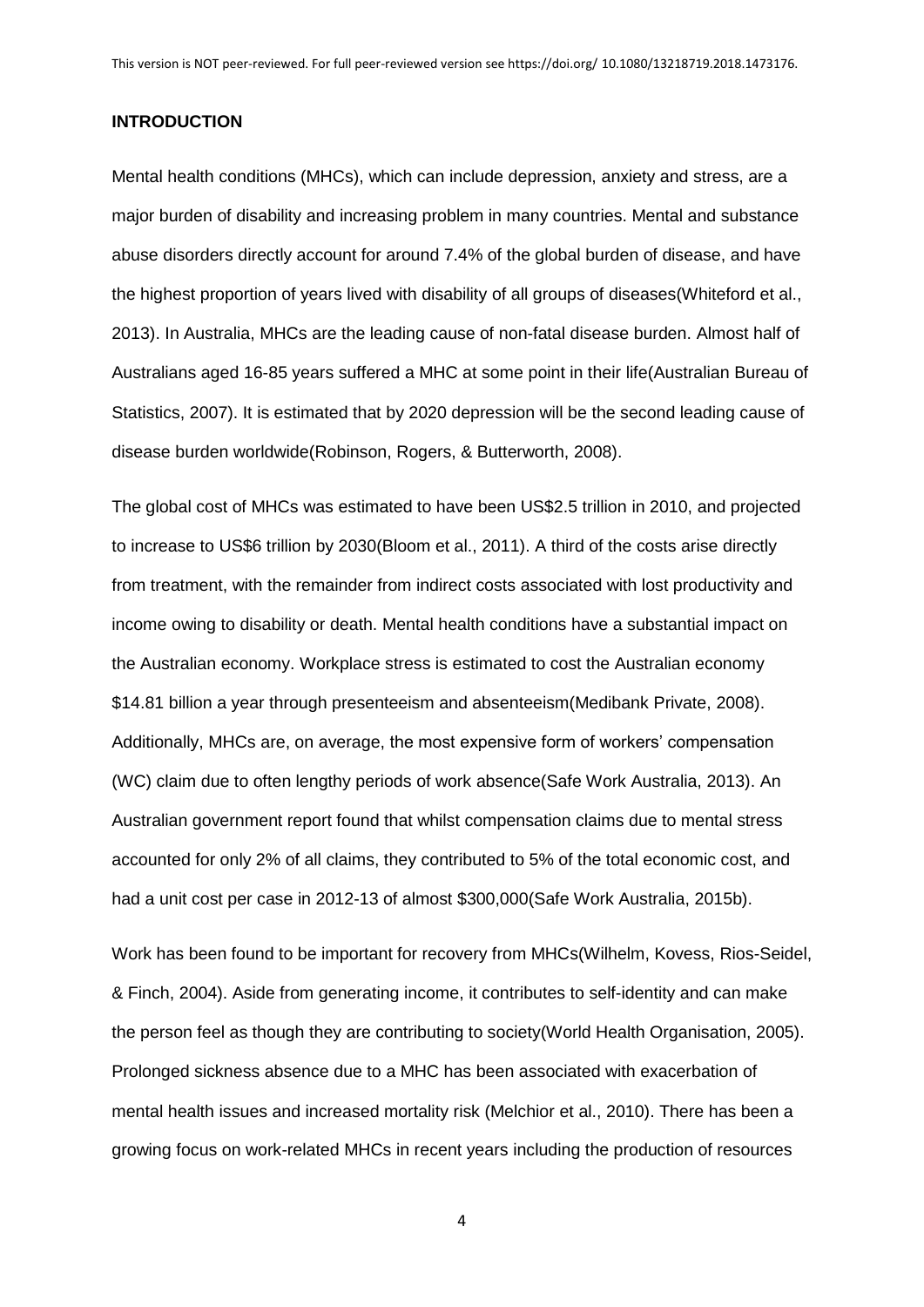## INTRODUCTION

Mental health conditions (MHCs), which can include depression, anxiety and stress, are a major burden of disability and increasing problem in many countries. Mental and substance abuse disorders directly account for around 7.4% of the global burden of disease, and have the highest proportion of years lived with disability of all groups of diseases(Whiteford et al., 2013). In Australia, MHCs are the leading cause of non-fatal disease burden. Almost half of Australians aged 16-85 years suffered a MHC at some point in their life(Australian Bureau of Statistics, 2007). It is estimated that by 2020 depression will be the second leading cause of disease burden worldwide(Robinson, Rogers, & Butterworth, 2008).

The global cost of MHCs was estimated to have been US$2.5 trillion in 2010, and projected to increase to US$6 trillion by 2030(Bloom et al., 2011). A third of the costs arise directly from treatment, with the remainder from indirect costs associated with lost productivity and income owing to disability or death. Mental health conditions have a substantial impact on the Australian economy. Workplace stress is estimated to cost the Australian economy $14.81 billion a year through presenteeism and absenteeism(Medibank Private, 2008). Additionally, MHCs are, on average, the most expensive form of workers' compensation (WC) claim due to often lengthy periods of work absence(Safe Work Australia, 2013). An Australian government report found that whilst compensation claims due to mental stress accounted for only 2% of all claims, they contributed to 5% of the total economic cost, and had a unit cost per case in 2012-13 of almost $300,000(Safe Work Australia, 2015b).

Work has been found to be important for recovery from MHCs(Wilhelm, Kovess, Rios-Seidel, & Finch, 2004). Aside from generating income, it contributes to self-identity and can make the person feel as though they are contributing to society(World Health Organisation, 2005). Prolonged sickness absence due to a MHC has been associated with exacerbation of mental health issues and increased mortality risk (Melchior et al., 2010). There has been a growing focus on work-related MHCs in recent years including the production of resources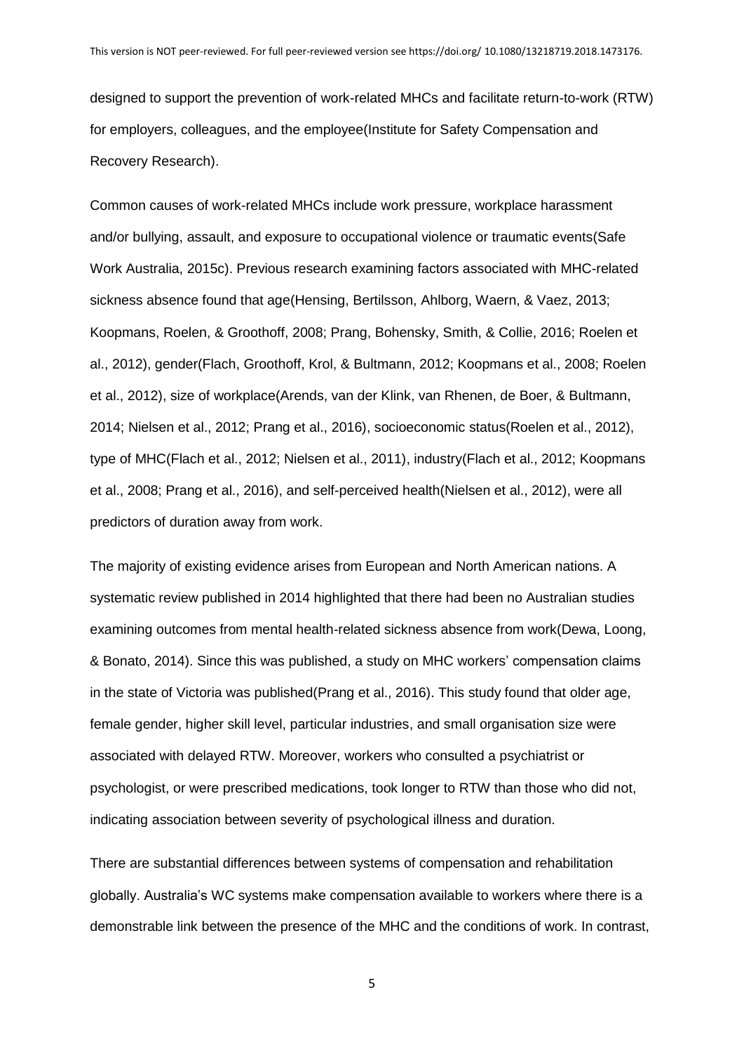designed to support the prevention of work-related MHCs and facilitate return-to-work (RTW) for employers, colleagues, and the employee(Institute for Safety Compensation and Recovery Research).

Common causes of work-related MHCs include work pressure, workplace harassment and/or bullying, assault, and exposure to occupational violence or traumatic events(Safe Work Australia, 2015c). Previous research examining factors associated with MHC-related sickness absence found that age(Hensing, Bertilsson, Ahlborg, Waern, & Vaez, 2013; Koopmans, Roelen, & Groothoff, 2008; Prang, Bohensky, Smith, & Collie, 2016; Roelen et al., 2012), gender(Flach, Groothoff, Krol, & Bultmann, 2012; Koopmans et al., 2008; Roelen et al., 2012), size of workplace(Arends, van der Klink, van Rhenen, de Boer, & Bultmann, 2014; Nielsen et al., 2012; Prang et al., 2016), socioeconomic status(Roelen et al., 2012), type of MHC(Flach et al., 2012; Nielsen et al., 2011), industry(Flach et al., 2012; Koopmans et al., 2008; Prang et al., 2016), and self-perceived health(Nielsen et al., 2012), were all predictors of duration away from work.

The majority of existing evidence arises from European and North American nations. A systematic review published in 2014 highlighted that there had been no Australian studies examining outcomes from mental health-related sickness absence from work(Dewa, Loong, & Bonato, 2014). Since this was published, a study on MHC workers' compensation claims in the state of Victoria was published(Prang et al., 2016). This study found that older age, female gender, higher skill level, particular industries, and small organisation size were associated with delayed RTW. Moreover, workers who consulted a psychiatrist or psychologist, or were prescribed medications, took longer to RTW than those who did not, indicating association between severity of psychological illness and duration.

There are substantial differences between systems of compensation and rehabilitation globally. Australia's WC systems make compensation available to workers where there is a demonstrable link between the presence of the MHC and the conditions of work. In contrast,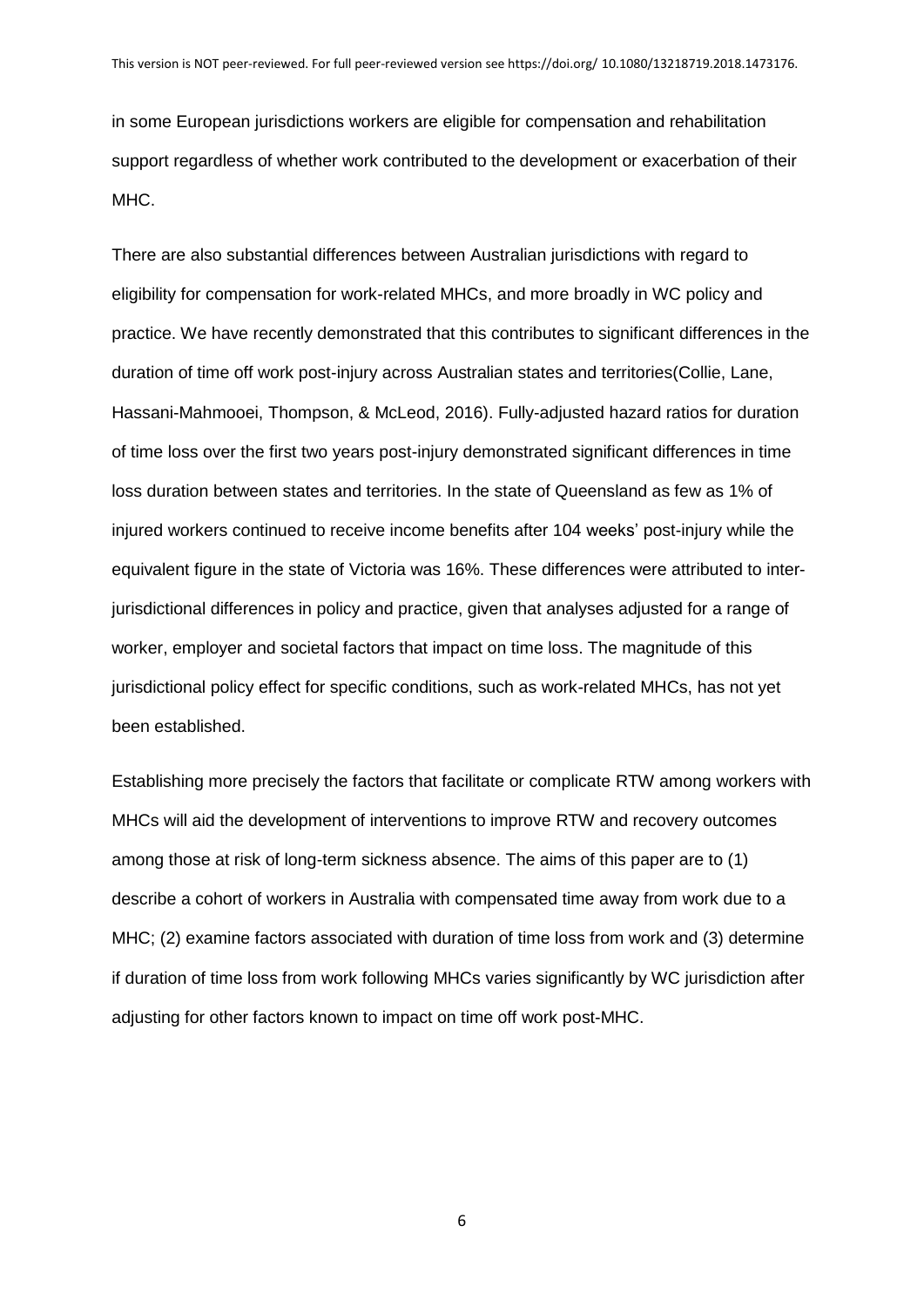in some European jurisdictions workers are eligible for compensation and rehabilitation support regardless of whether work contributed to the development or exacerbation of their MHC.

There are also substantial differences between Australian jurisdictions with regard to eligibility for compensation for work-related MHCs, and more broadly in WC policy and practice. We have recently demonstrated that this contributes to significant differences in the duration of time off work post-injury across Australian states and territories(Collie, Lane, Hassani-Mahmooei, Thompson, & McLeod, 2016). Fully-adjusted hazard ratios for duration of time loss over the first two years post-injury demonstrated significant differences in time loss duration between states and territories. In the state of Queensland as few as 1% of injured workers continued to receive income benefits after 104 weeks' post-injury while the equivalent figure in the state of Victoria was 16%. These differences were attributed to inter-jurisdictional differences in policy and practice, given that analyses adjusted for a range of worker, employer and societal factors that impact on time loss. The magnitude of this jurisdictional policy effect for specific conditions, such as work-related MHCs, has not yet been established.

Establishing more precisely the factors that facilitate or complicate RTW among workers with MHCs will aid the development of interventions to improve RTW and recovery outcomes among those at risk of long-term sickness absence. The aims of this paper are to (1) describe a cohort of workers in Australia with compensated time away from work due to a MHC; (2) examine factors associated with duration of time loss from work and (3) determine if duration of time loss from work following MHCs varies significantly by WC jurisdiction after adjusting for other factors known to impact on time off work post-MHC.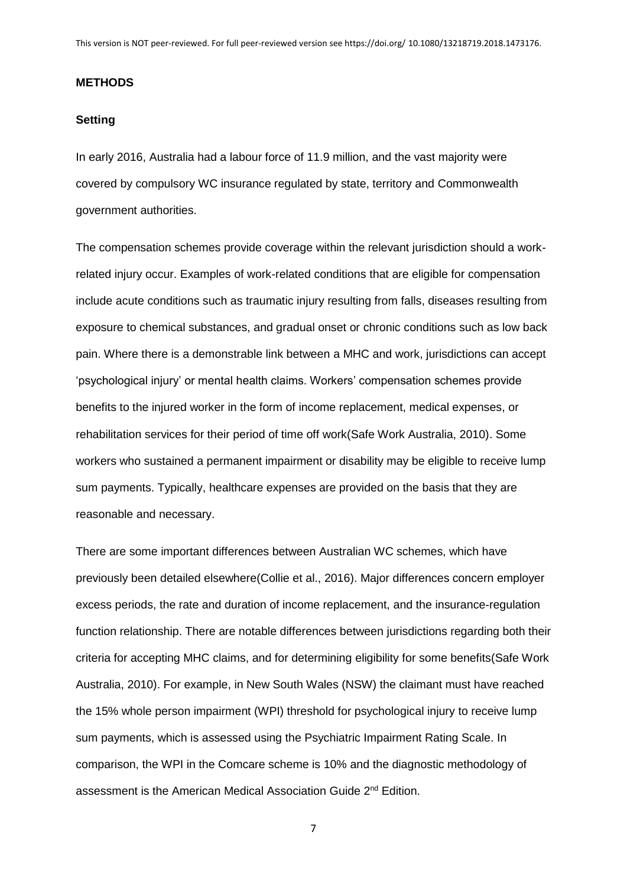## METHODS

### Setting

In early 2016, Australia had a labour force of 11.9 million, and the vast majority were covered by compulsory WC insurance regulated by state, territory and Commonwealth government authorities.

The compensation schemes provide coverage within the relevant jurisdiction should a work-related injury occur. Examples of work-related conditions that are eligible for compensation include acute conditions such as traumatic injury resulting from falls, diseases resulting from exposure to chemical substances, and gradual onset or chronic conditions such as low back pain. Where there is a demonstrable link between a MHC and work, jurisdictions can accept 'psychological injury' or mental health claims. Workers' compensation schemes provide benefits to the injured worker in the form of income replacement, medical expenses, or rehabilitation services for their period of time off work(Safe Work Australia, 2010). Some workers who sustained a permanent impairment or disability may be eligible to receive lump sum payments. Typically, healthcare expenses are provided on the basis that they are reasonable and necessary.

There are some important differences between Australian WC schemes, which have previously been detailed elsewhere(Collie et al., 2016). Major differences concern employer excess periods, the rate and duration of income replacement, and the insurance-regulation function relationship. There are notable differences between jurisdictions regarding both their criteria for accepting MHC claims, and for determining eligibility for some benefits(Safe Work Australia, 2010). For example, in New South Wales (NSW) the claimant must have reached the 15% whole person impairment (WPI) threshold for psychological injury to receive lump sum payments, which is assessed using the Psychiatric Impairment Rating Scale. In comparison, the WPI in the Comcare scheme is 10% and the diagnostic methodology of assessment is the American Medical Association Guide 2nd Edition.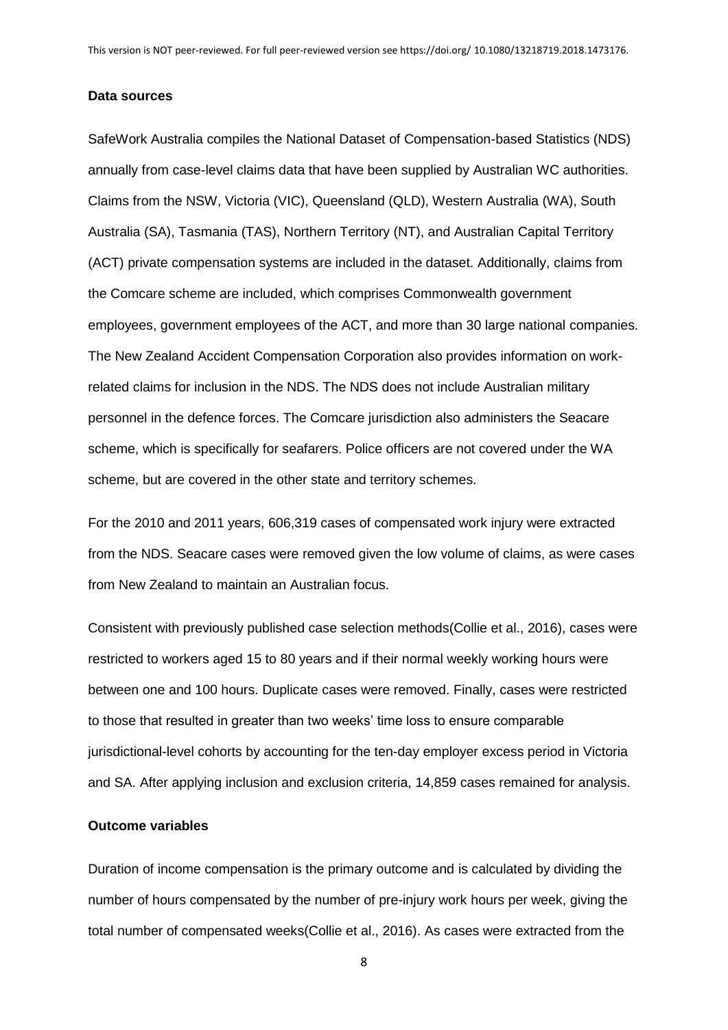**Data sources**

SafeWork Australia compiles the National Dataset of Compensation-based Statistics (NDS) annually from case-level claims data that have been supplied by Australian WC authorities. Claims from the NSW, Victoria (VIC), Queensland (QLD), Western Australia (WA), South Australia (SA), Tasmania (TAS), Northern Territory (NT), and Australian Capital Territory (ACT) private compensation systems are included in the dataset. Additionally, claims from the Comcare scheme are included, which comprises Commonwealth government employees, government employees of the ACT, and more than 30 large national companies. The New Zealand Accident Compensation Corporation also provides information on work-related claims for inclusion in the NDS. The NDS does not include Australian military personnel in the defence forces. The Comcare jurisdiction also administers the Seacare scheme, which is specifically for seafarers. Police officers are not covered under the WA scheme, but are covered in the other state and territory schemes.

For the 2010 and 2011 years, 606,319 cases of compensated work injury were extracted from the NDS. Seacare cases were removed given the low volume of claims, as were cases from New Zealand to maintain an Australian focus.

Consistent with previously published case selection methods(Collie et al., 2016), cases were restricted to workers aged 15 to 80 years and if their normal weekly working hours were between one and 100 hours. Duplicate cases were removed. Finally, cases were restricted to those that resulted in greater than two weeks' time loss to ensure comparable jurisdictional-level cohorts by accounting for the ten-day employer excess period in Victoria and SA. After applying inclusion and exclusion criteria, 14,859 cases remained for analysis.

**Outcome variables**

Duration of income compensation is the primary outcome and is calculated by dividing the number of hours compensated by the number of pre-injury work hours per week, giving the total number of compensated weeks(Collie et al., 2016). As cases were extracted from the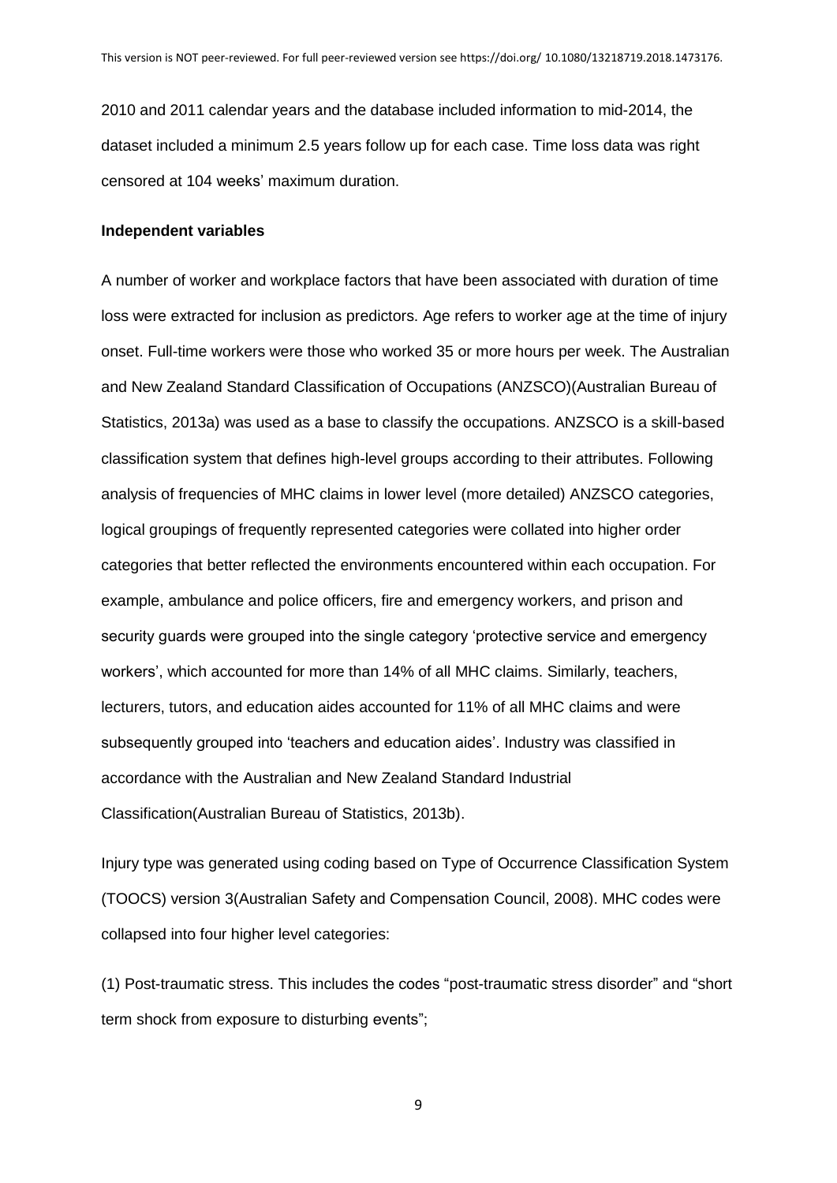2010 and 2011 calendar years and the database included information to mid-2014, the dataset included a minimum 2.5 years follow up for each case. Time loss data was right censored at 104 weeks' maximum duration.

**Independent variables**

A number of worker and workplace factors that have been associated with duration of time loss were extracted for inclusion as predictors. Age refers to worker age at the time of injury onset. Full-time workers were those who worked 35 or more hours per week. The Australian and New Zealand Standard Classification of Occupations (ANZSCO)(Australian Bureau of Statistics, 2013a) was used as a base to classify the occupations. ANZSCO is a skill-based classification system that defines high-level groups according to their attributes. Following analysis of frequencies of MHC claims in lower level (more detailed) ANZSCO categories, logical groupings of frequently represented categories were collated into higher order categories that better reflected the environments encountered within each occupation. For example, ambulance and police officers, fire and emergency workers, and prison and security guards were grouped into the single category 'protective service and emergency workers', which accounted for more than 14% of all MHC claims. Similarly, teachers, lecturers, tutors, and education aides accounted for 11% of all MHC claims and were subsequently grouped into 'teachers and education aides'. Industry was classified in accordance with the Australian and New Zealand Standard Industrial Classification(Australian Bureau of Statistics, 2013b).

Injury type was generated using coding based on Type of Occurrence Classification System (TOOCS) version 3(Australian Safety and Compensation Council, 2008). MHC codes were collapsed into four higher level categories:

(1) Post-traumatic stress. This includes the codes "post-traumatic stress disorder" and "short term shock from exposure to disturbing events";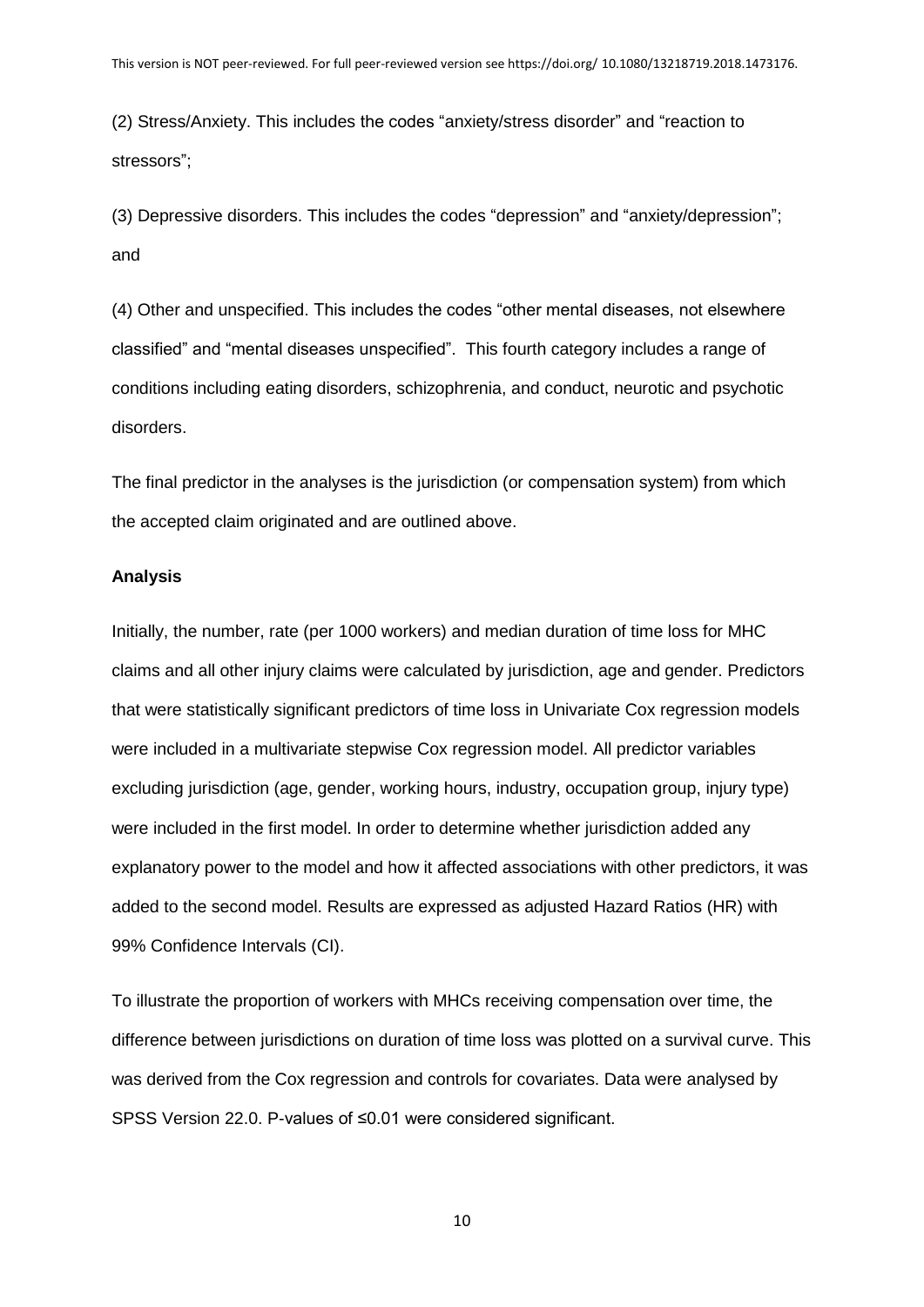(2) Stress/Anxiety. This includes the codes “anxiety/stress disorder” and “reaction to stressors”;

(3) Depressive disorders. This includes the codes “depression” and “anxiety/depression”; and

(4) Other and unspecified. This includes the codes “other mental diseases, not elsewhere classified” and “mental diseases unspecified”. This fourth category includes a range of conditions including eating disorders, schizophrenia, and conduct, neurotic and psychotic disorders.

The final predictor in the analyses is the jurisdiction (or compensation system) from which the accepted claim originated and are outlined above.

**Analysis**

Initially, the number, rate (per 1000 workers) and median duration of time loss for MHC claims and all other injury claims were calculated by jurisdiction, age and gender. Predictors that were statistically significant predictors of time loss in Univariate Cox regression models were included in a multivariate stepwise Cox regression model. All predictor variables excluding jurisdiction (age, gender, working hours, industry, occupation group, injury type) were included in the first model. In order to determine whether jurisdiction added any explanatory power to the model and how it affected associations with other predictors, it was added to the second model. Results are expressed as adjusted Hazard Ratios (HR) with 99% Confidence Intervals (CI).

To illustrate the proportion of workers with MHCs receiving compensation over time, the difference between jurisdictions on duration of time loss was plotted on a survival curve. This was derived from the Cox regression and controls for covariates. Data were analysed by SPSS Version 22.0. P-values of ≤0.01 were considered significant.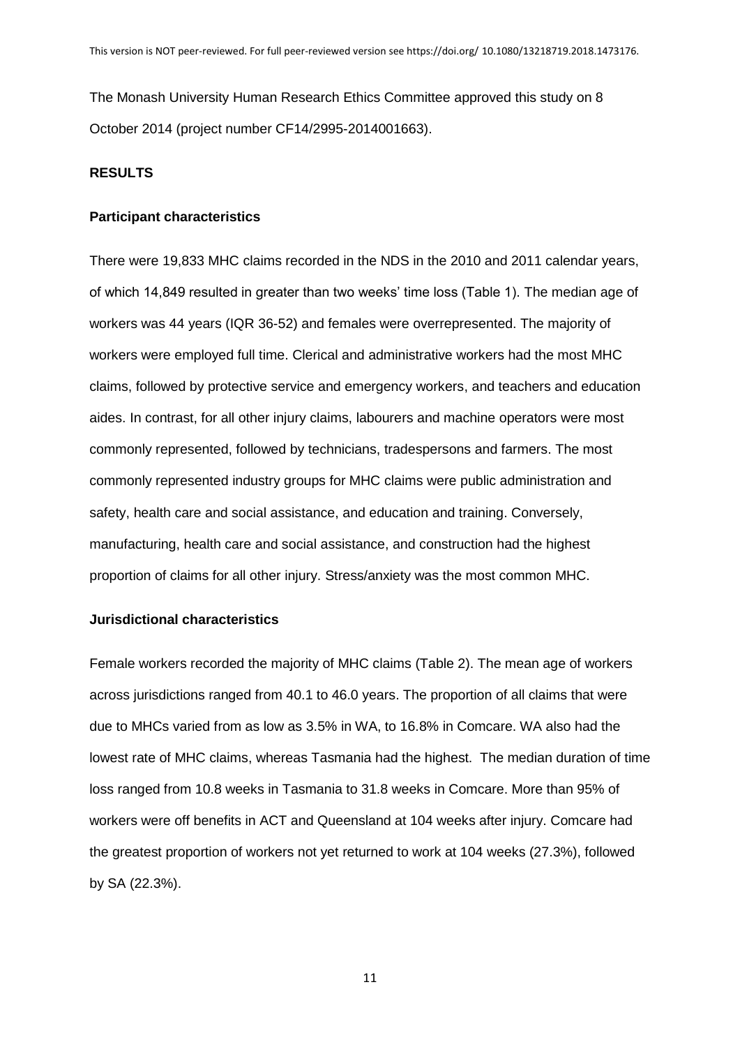The Monash University Human Research Ethics Committee approved this study on 8 October 2014 (project number CF14/2995-2014001663).

## RESULTS

### Participant characteristics

There were 19,833 MHC claims recorded in the NDS in the 2010 and 2011 calendar years, of which 14,849 resulted in greater than two weeks' time loss (Table 1). The median age of workers was 44 years (IQR 36-52) and females were overrepresented. The majority of workers were employed full time. Clerical and administrative workers had the most MHC claims, followed by protective service and emergency workers, and teachers and education aides. In contrast, for all other injury claims, labourers and machine operators were most commonly represented, followed by technicians, tradespersons and farmers. The most commonly represented industry groups for MHC claims were public administration and safety, health care and social assistance, and education and training. Conversely, manufacturing, health care and social assistance, and construction had the highest proportion of claims for all other injury. Stress/anxiety was the most common MHC.

### Jurisdictional characteristics

Female workers recorded the majority of MHC claims (Table 2). The mean age of workers across jurisdictions ranged from 40.1 to 46.0 years. The proportion of all claims that were due to MHCs varied from as low as 3.5% in WA, to 16.8% in Comcare. WA also had the lowest rate of MHC claims, whereas Tasmania had the highest. The median duration of time loss ranged from 10.8 weeks in Tasmania to 31.8 weeks in Comcare. More than 95% of workers were off benefits in ACT and Queensland at 104 weeks after injury. Comcare had the greatest proportion of workers not yet returned to work at 104 weeks (27.3%), followed by SA (22.3%).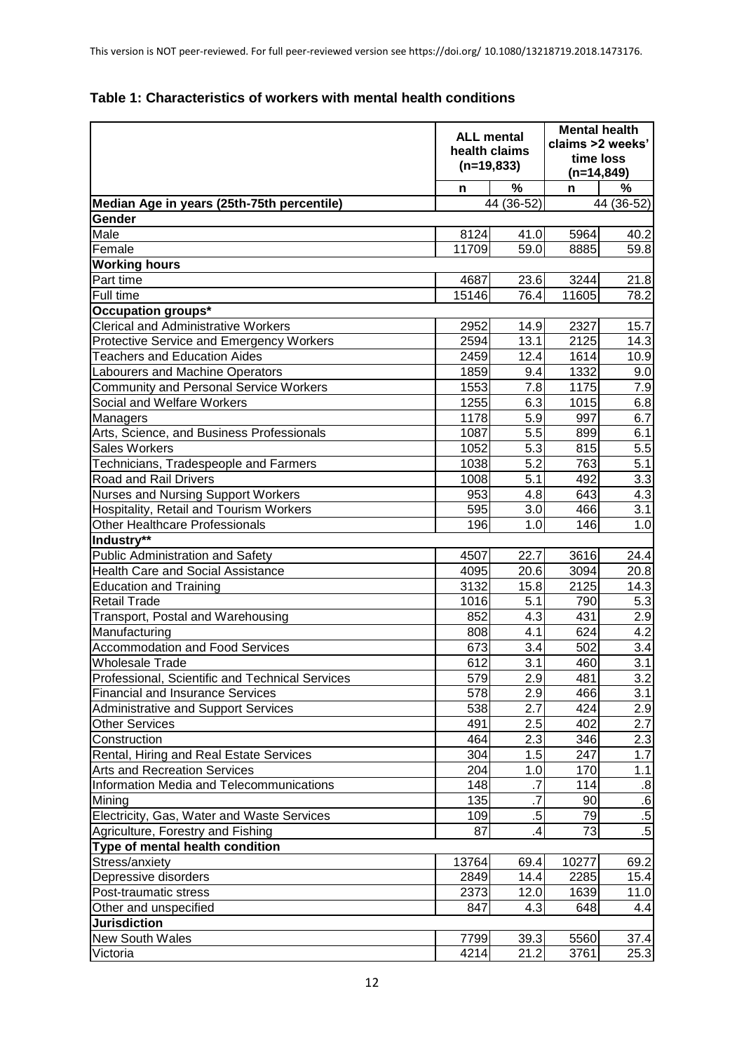This version is NOT peer-reviewed. For full peer-reviewed version see https://doi.org/ 10.1080/13218719.2018.1473176.

### Table 1: Characteristics of workers with mental health conditions

| | ALL mental health claims (n=19,833) | | Mental health claims >2 weeks' time loss (n=14,849) | |
|---|---|---|---|---|
| | n | % | n | % |
| **Median Age in years (25th-75th percentile)** | 44 (36-52) | | 44 (36-52) | |
| **Gender** | | | | |
| Male | 8124 | 41.0 | 5964 | 40.2 |
| Female | 11709 | 59.0 | 8885 | 59.8 |
| **Working hours** | | | | |
| Part time | 4687 | 23.6 | 3244 | 21.8 |
| Full time | 15146 | 76.4 | 11605 | 78.2 |
| **Occupation groups*** | | | | |
| Clerical and Administrative Workers | 2952 | 14.9 | 2327 | 15.7 |
| Protective Service and Emergency Workers | 2594 | 13.1 | 2125 | 14.3 |
| Teachers and Education Aides | 2459 | 12.4 | 1614 | 10.9 |
| Labourers and Machine Operators | 1859 | 9.4 | 1332 | 9.0 |
| Community and Personal Service Workers | 1553 | 7.8 | 1175 | 7.9 |
| Social and Welfare Workers | 1255 | 6.3 | 1015 | 6.8 |
| Managers | 1178 | 5.9 | 997 | 6.7 |
| Arts, Science, and Business Professionals | 1087 | 5.5 | 899 | 6.1 |
| Sales Workers | 1052 | 5.3 | 815 | 5.5 |
| Technicians, Tradespeople and Farmers | 1038 | 5.2 | 763 | 5.1 |
| Road and Rail Drivers | 1008 | 5.1 | 492 | 3.3 |
| Nurses and Nursing Support Workers | 953 | 4.8 | 643 | 4.3 |
| Hospitality, Retail and Tourism Workers | 595 | 3.0 | 466 | 3.1 |
| Other Healthcare Professionals | 196 | 1.0 | 146 | 1.0 |
| **Industry**** | | | | |
| Public Administration and Safety | 4507 | 22.7 | 3616 | 24.4 |
| Health Care and Social Assistance | 4095 | 20.6 | 3094 | 20.8 |
| Education and Training | 3132 | 15.8 | 2125 | 14.3 |
| Retail Trade | 1016 | 5.1 | 790 | 5.3 |
| Transport, Postal and Warehousing | 852 | 4.3 | 431 | 2.9 |
| Manufacturing | 808 | 4.1 | 624 | 4.2 |
| Accommodation and Food Services | 673 | 3.4 | 502 | 3.4 |
| Wholesale Trade | 612 | 3.1 | 460 | 3.1 |
| Professional, Scientific and Technical Services | 579 | 2.9 | 481 | 3.2 |
| Financial and Insurance Services | 578 | 2.9 | 466 | 3.1 |
| Administrative and Support Services | 538 | 2.7 | 424 | 2.9 |
| Other Services | 491 | 2.5 | 402 | 2.7 |
| Construction | 464 | 2.3 | 346 | 2.3 |
| Rental, Hiring and Real Estate Services | 304 | 1.5 | 247 | 1.7 |
| Arts and Recreation Services | 204 | 1.0 | 170 | 1.1 |
| Information Media and Telecommunications | 148 | .7 | 114 | .8 |
| Mining | 135 | .7 | 90 | .6 |
| Electricity, Gas, Water and Waste Services | 109 | .5 | 79 | .5 |
| Agriculture, Forestry and Fishing | 87 | .4 | 73 | .5 |
| **Type of mental health condition** | | | | |
| Stress/anxiety | 13764 | 69.4 | 10277 | 69.2 |
| Depressive disorders | 2849 | 14.4 | 2285 | 15.4 |
| Post-traumatic stress | 2373 | 12.0 | 1639 | 11.0 |
| Other and unspecified | 847 | 4.3 | 648 | 4.4 |
| **Jurisdiction** | | | | |
| New South Wales | 7799 | 39.3 | 5560 | 37.4 |
| Victoria | 4214 | 21.2 | 3761 | 25.3 |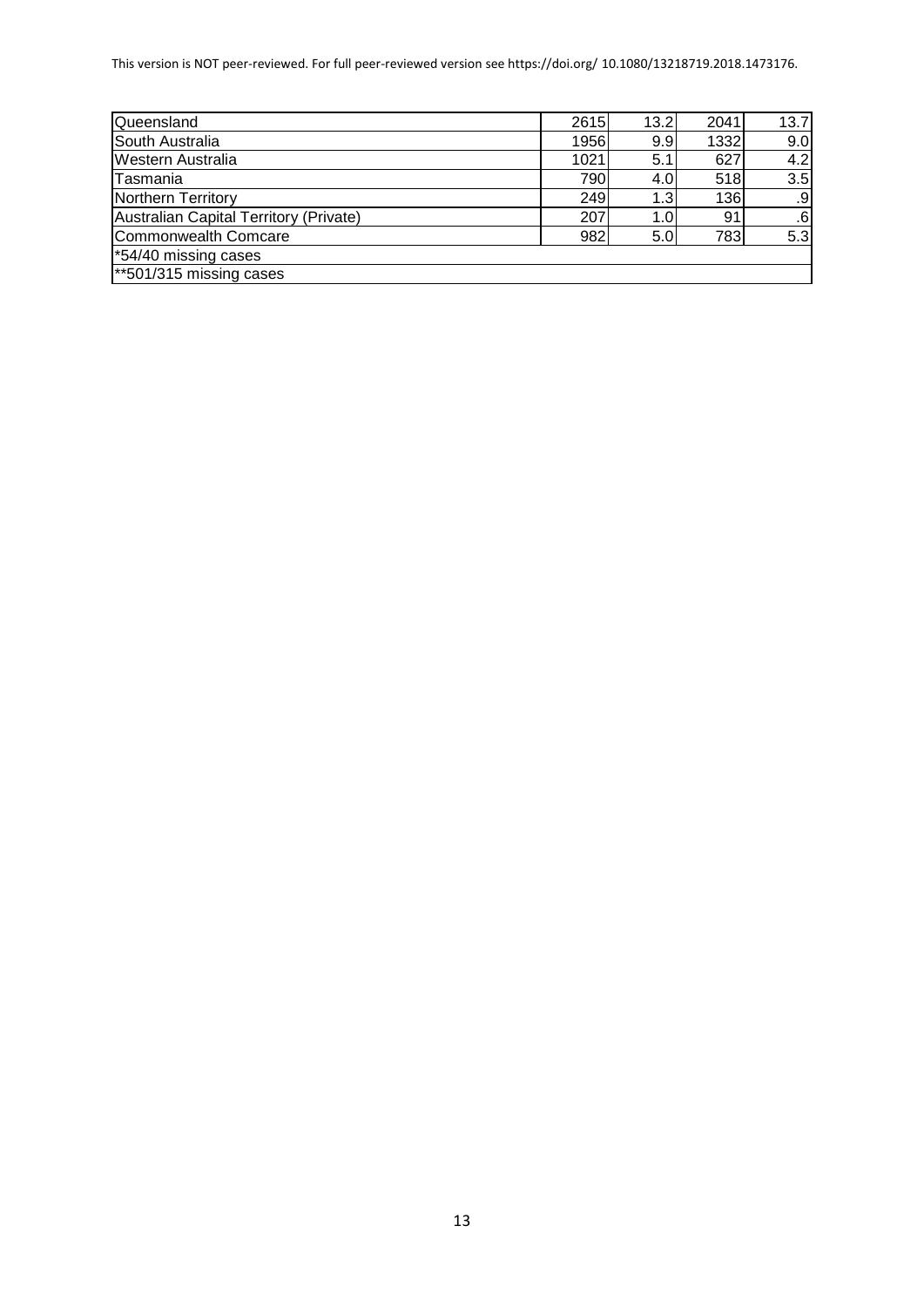| Queensland | 2615 | 13.2 | 2041 | 13.7 |
| --- | --- | --- | --- | --- |
| South Australia | 1956 | 9.9 | 1332 | 9.0 |
| Western Australia | 1021 | 5.1 | 627 | 4.2 |
| Tasmania | 790 | 4.0 | 518 | 3.5 |
| Northern Territory | 249 | 1.3 | 136 | .9 |
| Australian Capital Territory (Private) | 207 | 1.0 | 91 | .6 |
| Commonwealth Comcare | 982 | 5.0 | 783 | 5.3 |
| *54/40 missing cases | | | | |
| **501/315 missing cases | | | | |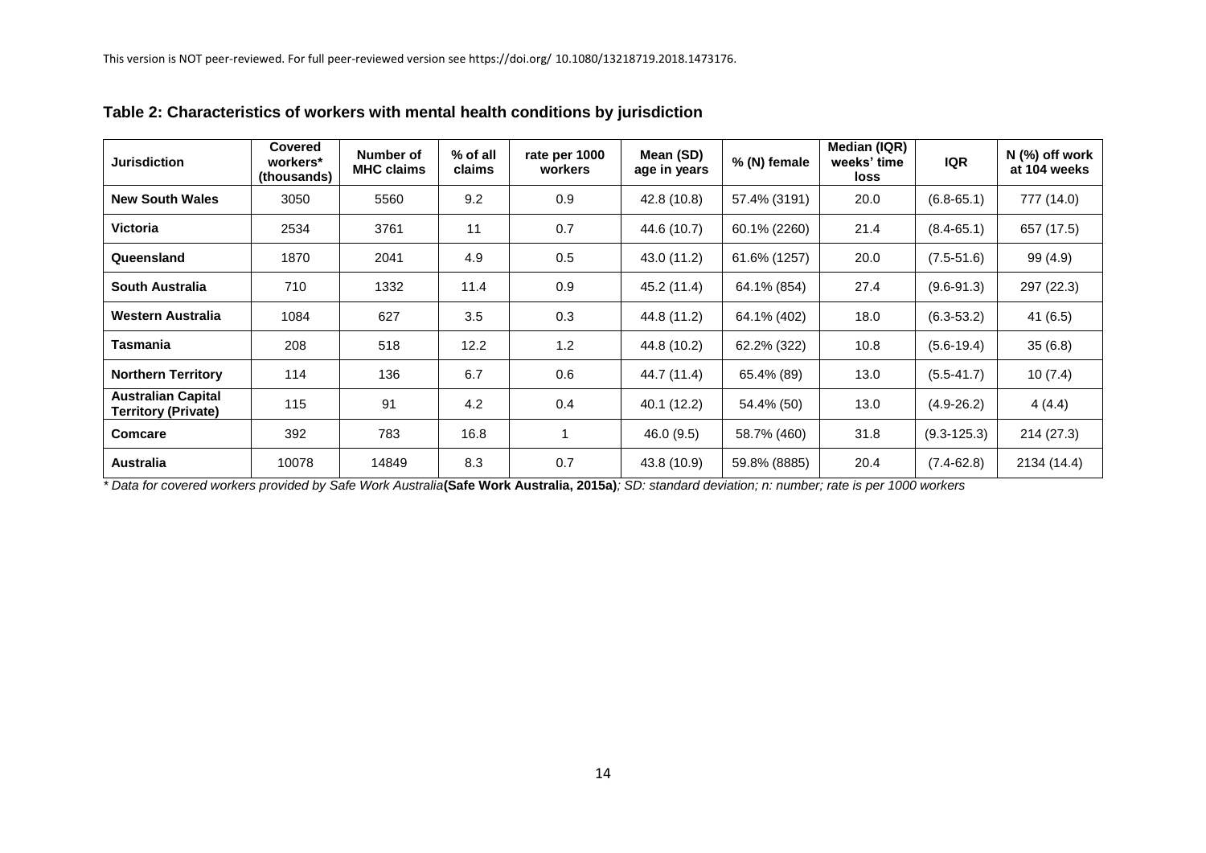This version is NOT peer-reviewed. For full peer-reviewed version see https://doi.org/ 10.1080/13218719.2018.1473176.

**Table 2: Characteristics of workers with mental health conditions by jurisdiction**

| Jurisdiction | Covered workers* (thousands) | Number of MHC claims | % of all claims | rate per 1000 workers | Mean (SD) age in years | % (N) female | Median (IQR) weeks' time loss | IQR | N (%) off work at 104 weeks |
|---|---|---|---|---|---|---|---|---|---|
| **New South Wales** | 3050 | 5560 | 9.2 | 0.9 | 42.8 (10.8) | 57.4% (3191) | 20.0 | (6.8-65.1) | 777 (14.0) |
| **Victoria** | 2534 | 3761 | 11 | 0.7 | 44.6 (10.7) | 60.1% (2260) | 21.4 | (8.4-65.1) | 657 (17.5) |
| **Queensland** | 1870 | 2041 | 4.9 | 0.5 | 43.0 (11.2) | 61.6% (1257) | 20.0 | (7.5-51.6) | 99 (4.9) |
| **South Australia** | 710 | 1332 | 11.4 | 0.9 | 45.2 (11.4) | 64.1% (854) | 27.4 | (9.6-91.3) | 297 (22.3) |
| **Western Australia** | 1084 | 627 | 3.5 | 0.3 | 44.8 (11.2) | 64.1% (402) | 18.0 | (6.3-53.2) | 41 (6.5) |
| **Tasmania** | 208 | 518 | 12.2 | 1.2 | 44.8 (10.2) | 62.2% (322) | 10.8 | (5.6-19.4) | 35 (6.8) |
| **Northern Territory** | 114 | 136 | 6.7 | 0.6 | 44.7 (11.4) | 65.4% (89) | 13.0 | (5.5-41.7) | 10 (7.4) |
| **Australian Capital Territory (Private)** | 115 | 91 | 4.2 | 0.4 | 40.1 (12.2) | 54.4% (50) | 13.0 | (4.9-26.2) | 4 (4.4) |
| **Comcare** | 392 | 783 | 16.8 | 1 | 46.0 (9.5) | 58.7% (460) | 31.8 | (9.3-125.3) | 214 (27.3) |
| **Australia** | 10078 | 14849 | 8.3 | 0.7 | 43.8 (10.9) | 59.8% (8885) | 20.4 | (7.4-62.8) | 2134 (14.4) |

*\* Data for covered workers provided by Safe Work Australia* **(Safe Work Australia, 2015a)***; SD: standard deviation; n: number; rate is per 1000 workers*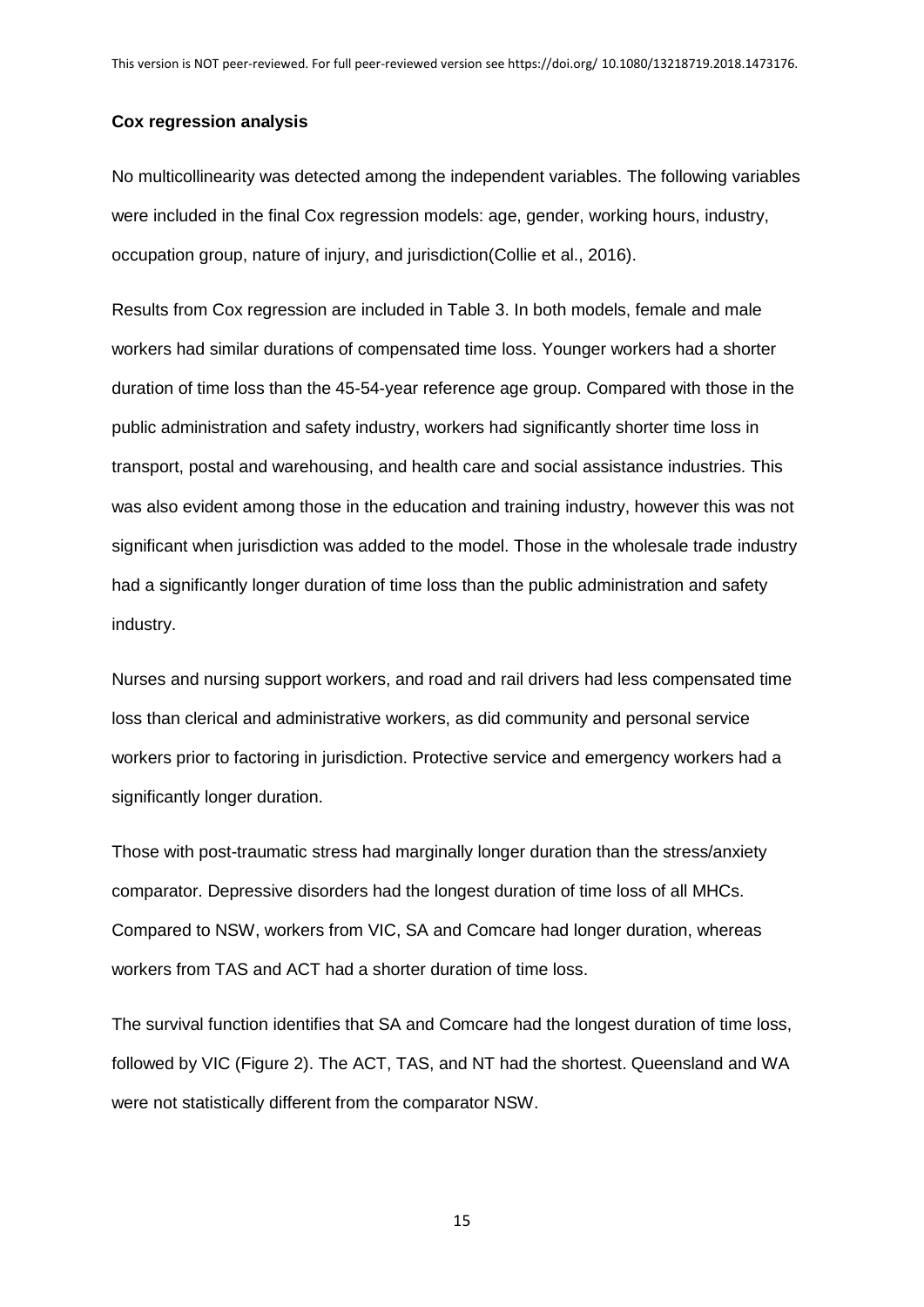### Cox regression analysis

No multicollinearity was detected among the independent variables. The following variables were included in the final Cox regression models: age, gender, working hours, industry, occupation group, nature of injury, and jurisdiction(Collie et al., 2016).

Results from Cox regression are included in Table 3. In both models, female and male workers had similar durations of compensated time loss. Younger workers had a shorter duration of time loss than the 45-54-year reference age group. Compared with those in the public administration and safety industry, workers had significantly shorter time loss in transport, postal and warehousing, and health care and social assistance industries. This was also evident among those in the education and training industry, however this was not significant when jurisdiction was added to the model. Those in the wholesale trade industry had a significantly longer duration of time loss than the public administration and safety industry.

Nurses and nursing support workers, and road and rail drivers had less compensated time loss than clerical and administrative workers, as did community and personal service workers prior to factoring in jurisdiction. Protective service and emergency workers had a significantly longer duration.

Those with post-traumatic stress had marginally longer duration than the stress/anxiety comparator. Depressive disorders had the longest duration of time loss of all MHCs. Compared to NSW, workers from VIC, SA and Comcare had longer duration, whereas workers from TAS and ACT had a shorter duration of time loss.

The survival function identifies that SA and Comcare had the longest duration of time loss, followed by VIC (Figure 2). The ACT, TAS, and NT had the shortest. Queensland and WA were not statistically different from the comparator NSW.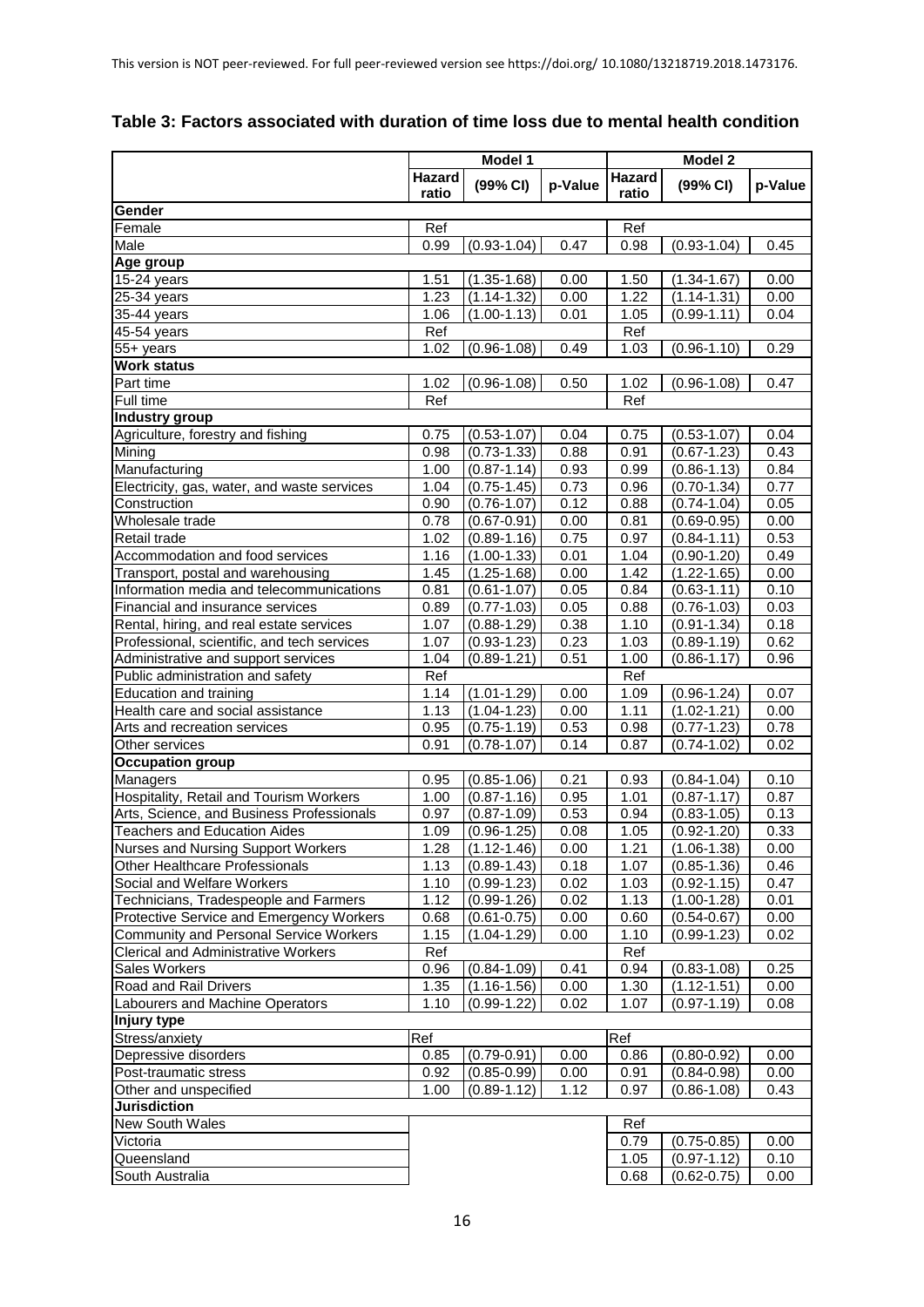This version is NOT peer-reviewed. For full peer-reviewed version see https://doi.org/ 10.1080/13218719.2018.1473176.

**Table 3: Factors associated with duration of time loss due to mental health condition**

| | Model 1 | | | Model 2 | | |
|---|---|---|---|---|---|---|
| | Hazard ratio | (99% CI) | p-Value | Hazard ratio | (99% CI) | p-Value |
| **Gender** | | | | | | |
| Female | Ref | | | Ref | | |
| Male | 0.99 | (0.93-1.04) | 0.47 | 0.98 | (0.93-1.04) | 0.45 |
| **Age group** | | | | | | |
| 15-24 years | 1.51 | (1.35-1.68) | 0.00 | 1.50 | (1.34-1.67) | 0.00 |
| 25-34 years | 1.23 | (1.14-1.32) | 0.00 | 1.22 | (1.14-1.31) | 0.00 |
| 35-44 years | 1.06 | (1.00-1.13) | 0.01 | 1.05 | (0.99-1.11) | 0.04 |
| 45-54 years | Ref | | | Ref | | |
| 55+ years | 1.02 | (0.96-1.08) | 0.49 | 1.03 | (0.96-1.10) | 0.29 |
| **Work status** | | | | | | |
| Part time | 1.02 | (0.96-1.08) | 0.50 | 1.02 | (0.96-1.08) | 0.47 |
| Full time | Ref | | | Ref | | |
| **Industry group** | | | | | | |
| Agriculture, forestry and fishing | 0.75 | (0.53-1.07) | 0.04 | 0.75 | (0.53-1.07) | 0.04 |
| Mining | 0.98 | (0.73-1.33) | 0.88 | 0.91 | (0.67-1.23) | 0.43 |
| Manufacturing | 1.00 | (0.87-1.14) | 0.93 | 0.99 | (0.86-1.13) | 0.84 |
| Electricity, gas, water, and waste services | 1.04 | (0.75-1.45) | 0.73 | 0.96 | (0.70-1.34) | 0.77 |
| Construction | 0.90 | (0.76-1.07) | 0.12 | 0.88 | (0.74-1.04) | 0.05 |
| Wholesale trade | 0.78 | (0.67-0.91) | 0.00 | 0.81 | (0.69-0.95) | 0.00 |
| Retail trade | 1.02 | (0.89-1.16) | 0.75 | 0.97 | (0.84-1.11) | 0.53 |
| Accommodation and food services | 1.16 | (1.00-1.33) | 0.01 | 1.04 | (0.90-1.20) | 0.49 |
| Transport, postal and warehousing | 1.45 | (1.25-1.68) | 0.00 | 1.42 | (1.22-1.65) | 0.00 |
| Information media and telecommunications | 0.81 | (0.61-1.07) | 0.05 | 0.84 | (0.63-1.11) | 0.10 |
| Financial and insurance services | 0.89 | (0.77-1.03) | 0.05 | 0.88 | (0.76-1.03) | 0.03 |
| Rental, hiring, and real estate services | 1.07 | (0.88-1.29) | 0.38 | 1.10 | (0.91-1.34) | 0.18 |
| Professional, scientific, and tech services | 1.07 | (0.93-1.23) | 0.23 | 1.03 | (0.89-1.19) | 0.62 |
| Administrative and support services | 1.04 | (0.89-1.21) | 0.51 | 1.00 | (0.86-1.17) | 0.96 |
| Public administration and safety | Ref | | | Ref | | |
| Education and training | 1.14 | (1.01-1.29) | 0.00 | 1.09 | (0.96-1.24) | 0.07 |
| Health care and social assistance | 1.13 | (1.04-1.23) | 0.00 | 1.11 | (1.02-1.21) | 0.00 |
| Arts and recreation services | 0.95 | (0.75-1.19) | 0.53 | 0.98 | (0.77-1.23) | 0.78 |
| Other services | 0.91 | (0.78-1.07) | 0.14 | 0.87 | (0.74-1.02) | 0.02 |
| **Occupation group** | | | | | | |
| Managers | 0.95 | (0.85-1.06) | 0.21 | 0.93 | (0.84-1.04) | 0.10 |
| Hospitality, Retail and Tourism Workers | 1.00 | (0.87-1.16) | 0.95 | 1.01 | (0.87-1.17) | 0.87 |
| Arts, Science, and Business Professionals | 0.97 | (0.87-1.09) | 0.53 | 0.94 | (0.83-1.05) | 0.13 |
| Teachers and Education Aides | 1.09 | (0.96-1.25) | 0.08 | 1.05 | (0.92-1.20) | 0.33 |
| Nurses and Nursing Support Workers | 1.28 | (1.12-1.46) | 0.00 | 1.21 | (1.06-1.38) | 0.00 |
| Other Healthcare Professionals | 1.13 | (0.89-1.43) | 0.18 | 1.07 | (0.85-1.36) | 0.46 |
| Social and Welfare Workers | 1.10 | (0.99-1.23) | 0.02 | 1.03 | (0.92-1.15) | 0.47 |
| Technicians, Tradespeople and Farmers | 1.12 | (0.99-1.26) | 0.02 | 1.13 | (1.00-1.28) | 0.01 |
| Protective Service and Emergency Workers | 0.68 | (0.61-0.75) | 0.00 | 0.60 | (0.54-0.67) | 0.00 |
| Community and Personal Service Workers | 1.15 | (1.04-1.29) | 0.00 | 1.10 | (0.99-1.23) | 0.02 |
| Clerical and Administrative Workers | Ref | | | Ref | | |
| Sales Workers | 0.96 | (0.84-1.09) | 0.41 | 0.94 | (0.83-1.08) | 0.25 |
| Road and Rail Drivers | 1.35 | (1.16-1.56) | 0.00 | 1.30 | (1.12-1.51) | 0.00 |
| Labourers and Machine Operators | 1.10 | (0.99-1.22) | 0.02 | 1.07 | (0.97-1.19) | 0.08 |
| **Injury type** | | | | | | |
| Stress/anxiety | Ref | | | Ref | | |
| Depressive disorders | 0.85 | (0.79-0.91) | 0.00 | 0.86 | (0.80-0.92) | 0.00 |
| Post-traumatic stress | 0.92 | (0.85-0.99) | 0.00 | 0.91 | (0.84-0.98) | 0.00 |
| Other and unspecified | 1.00 | (0.89-1.12) | 1.12 | 0.97 | (0.86-1.08) | 0.43 |
| **Jurisdiction** | | | | | | |
| New South Wales | | | | Ref | | |
| Victoria | | | | 0.79 | (0.75-0.85) | 0.00 |
| Queensland | | | | 1.05 | (0.97-1.12) | 0.10 |
| South Australia | | | | 0.68 | (0.62-0.75) | 0.00 |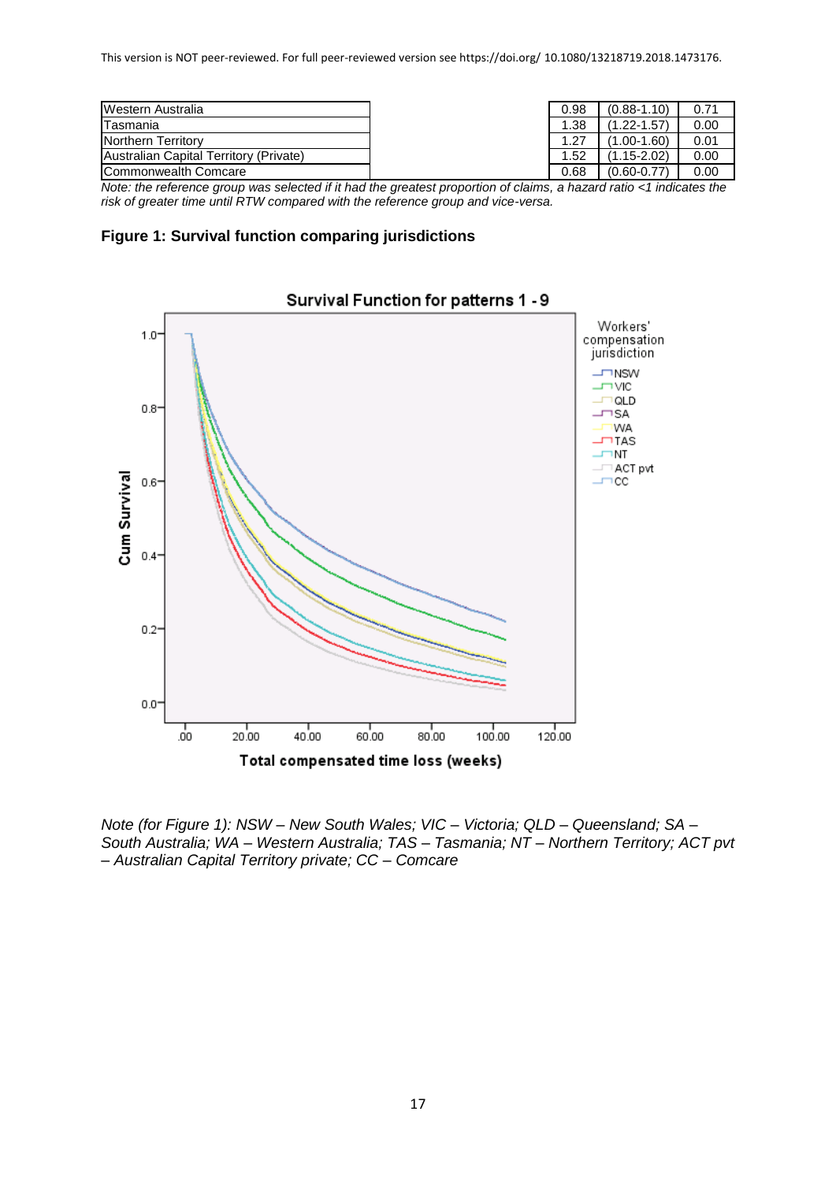| | | | |
|---|---|---|---|
| Western Australia | 0.98 | (0.88-1.10) | 0.71 |
| Tasmania | 1.38 | (1.22-1.57) | 0.00 |
| Northern Territory | 1.27 | (1.00-1.60) | 0.01 |
| Australian Capital Territory (Private) | 1.52 | (1.15-2.02) | 0.00 |
| Commonwealth Comcare | 0.68 | (0.60-0.77) | 0.00 |

*Note: the reference group was selected if it had the greatest proportion of claims, a hazard ratio <1 indicates the risk of greater time until RTW compared with the reference group and vice-versa.*

**Figure 1: Survival function comparing jurisdictions**

*Note (for Figure 1): NSW – New South Wales; VIC – Victoria; QLD – Queensland; SA – South Australia; WA – Western Australia; TAS – Tasmania; NT – Northern Territory; ACT pvt – Australian Capital Territory private; CC – Comcare*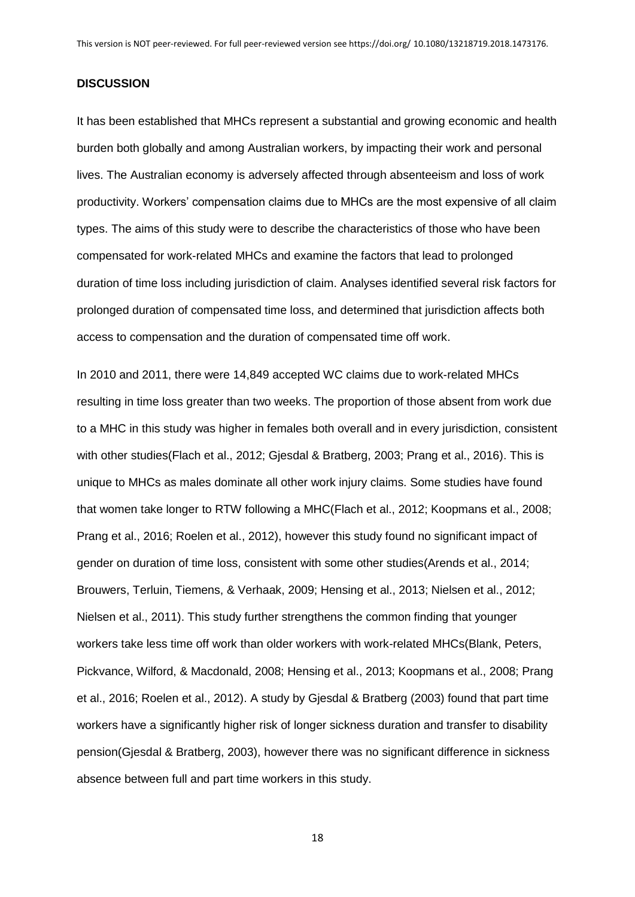## DISCUSSION

It has been established that MHCs represent a substantial and growing economic and health burden both globally and among Australian workers, by impacting their work and personal lives. The Australian economy is adversely affected through absenteeism and loss of work productivity. Workers' compensation claims due to MHCs are the most expensive of all claim types. The aims of this study were to describe the characteristics of those who have been compensated for work-related MHCs and examine the factors that lead to prolonged duration of time loss including jurisdiction of claim. Analyses identified several risk factors for prolonged duration of compensated time loss, and determined that jurisdiction affects both access to compensation and the duration of compensated time off work.

In 2010 and 2011, there were 14,849 accepted WC claims due to work-related MHCs resulting in time loss greater than two weeks. The proportion of those absent from work due to a MHC in this study was higher in females both overall and in every jurisdiction, consistent with other studies(Flach et al., 2012; Gjesdal & Bratberg, 2003; Prang et al., 2016). This is unique to MHCs as males dominate all other work injury claims. Some studies have found that women take longer to RTW following a MHC(Flach et al., 2012; Koopmans et al., 2008; Prang et al., 2016; Roelen et al., 2012), however this study found no significant impact of gender on duration of time loss, consistent with some other studies(Arends et al., 2014; Brouwers, Terluin, Tiemens, & Verhaak, 2009; Hensing et al., 2013; Nielsen et al., 2012; Nielsen et al., 2011). This study further strengthens the common finding that younger workers take less time off work than older workers with work-related MHCs(Blank, Peters, Pickvance, Wilford, & Macdonald, 2008; Hensing et al., 2013; Koopmans et al., 2008; Prang et al., 2016; Roelen et al., 2012). A study by Gjesdal & Bratberg (2003) found that part time workers have a significantly higher risk of longer sickness duration and transfer to disability pension(Gjesdal & Bratberg, 2003), however there was no significant difference in sickness absence between full and part time workers in this study.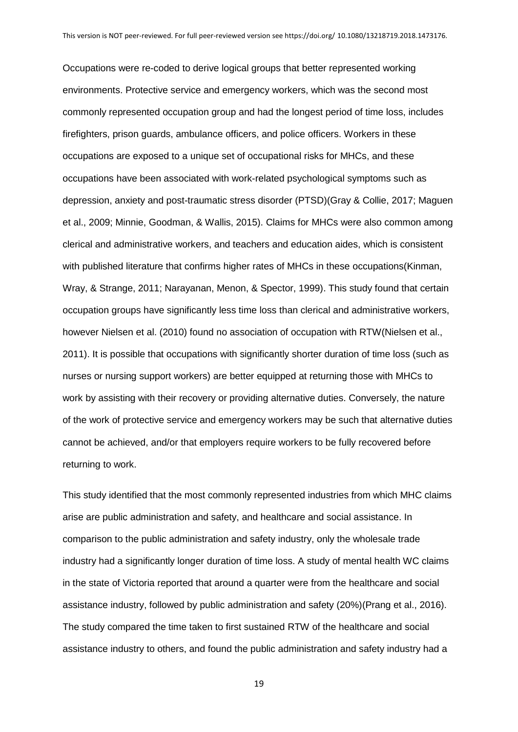Occupations were re-coded to derive logical groups that better represented working environments. Protective service and emergency workers, which was the second most commonly represented occupation group and had the longest period of time loss, includes firefighters, prison guards, ambulance officers, and police officers. Workers in these occupations are exposed to a unique set of occupational risks for MHCs, and these occupations have been associated with work-related psychological symptoms such as depression, anxiety and post-traumatic stress disorder (PTSD)(Gray & Collie, 2017; Maguen et al., 2009; Minnie, Goodman, & Wallis, 2015). Claims for MHCs were also common among clerical and administrative workers, and teachers and education aides, which is consistent with published literature that confirms higher rates of MHCs in these occupations(Kinman, Wray, & Strange, 2011; Narayanan, Menon, & Spector, 1999). This study found that certain occupation groups have significantly less time loss than clerical and administrative workers, however Nielsen et al. (2010) found no association of occupation with RTW(Nielsen et al., 2011). It is possible that occupations with significantly shorter duration of time loss (such as nurses or nursing support workers) are better equipped at returning those with MHCs to work by assisting with their recovery or providing alternative duties. Conversely, the nature of the work of protective service and emergency workers may be such that alternative duties cannot be achieved, and/or that employers require workers to be fully recovered before returning to work.

This study identified that the most commonly represented industries from which MHC claims arise are public administration and safety, and healthcare and social assistance. In comparison to the public administration and safety industry, only the wholesale trade industry had a significantly longer duration of time loss. A study of mental health WC claims in the state of Victoria reported that around a quarter were from the healthcare and social assistance industry, followed by public administration and safety (20%)(Prang et al., 2016). The study compared the time taken to first sustained RTW of the healthcare and social assistance industry to others, and found the public administration and safety industry had a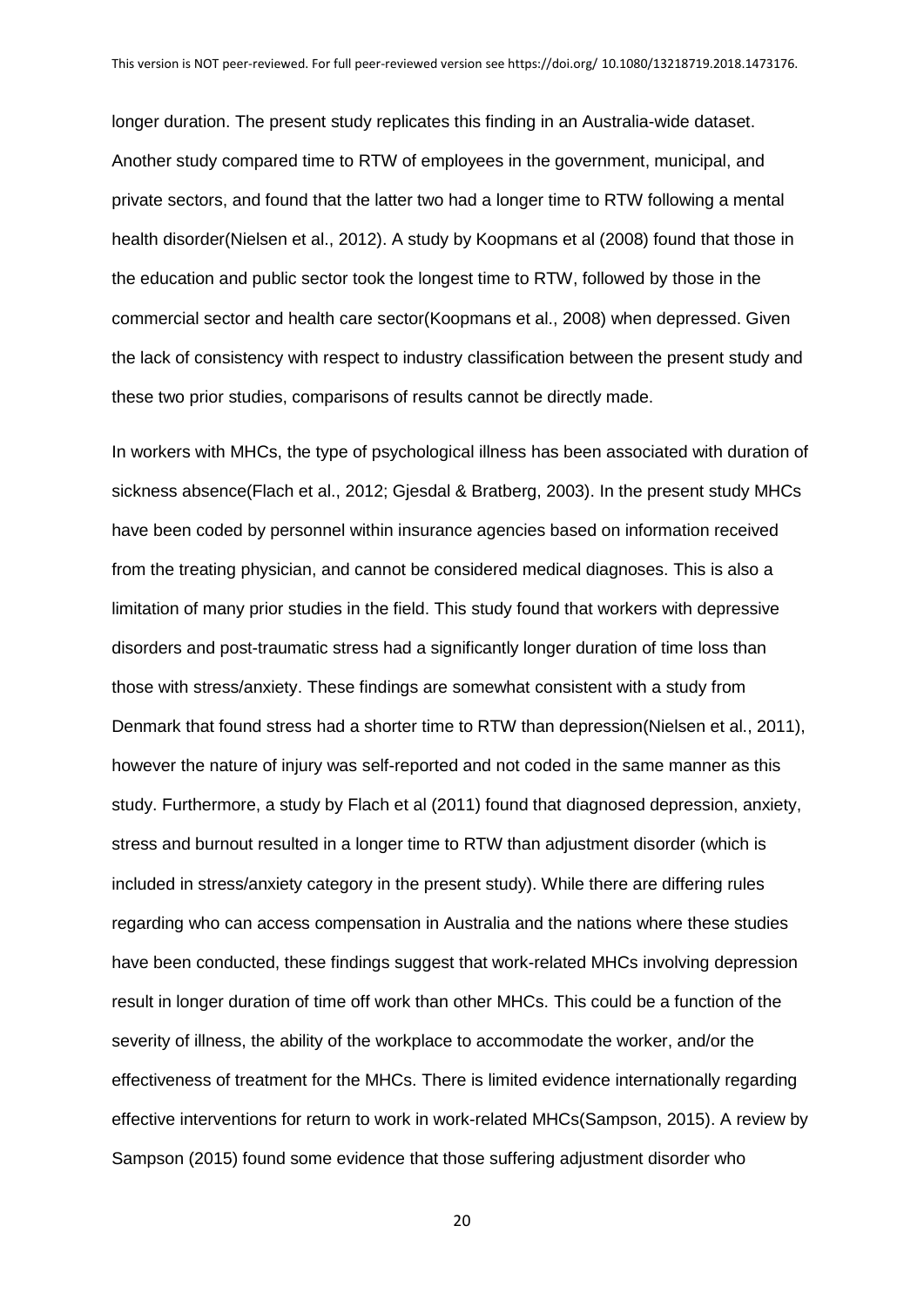longer duration. The present study replicates this finding in an Australia-wide dataset. Another study compared time to RTW of employees in the government, municipal, and private sectors, and found that the latter two had a longer time to RTW following a mental health disorder(Nielsen et al., 2012). A study by Koopmans et al (2008) found that those in the education and public sector took the longest time to RTW, followed by those in the commercial sector and health care sector(Koopmans et al., 2008) when depressed. Given the lack of consistency with respect to industry classification between the present study and these two prior studies, comparisons of results cannot be directly made.

In workers with MHCs, the type of psychological illness has been associated with duration of sickness absence(Flach et al., 2012; Gjesdal & Bratberg, 2003). In the present study MHCs have been coded by personnel within insurance agencies based on information received from the treating physician, and cannot be considered medical diagnoses. This is also a limitation of many prior studies in the field. This study found that workers with depressive disorders and post-traumatic stress had a significantly longer duration of time loss than those with stress/anxiety. These findings are somewhat consistent with a study from Denmark that found stress had a shorter time to RTW than depression(Nielsen et al., 2011), however the nature of injury was self-reported and not coded in the same manner as this study. Furthermore, a study by Flach et al (2011) found that diagnosed depression, anxiety, stress and burnout resulted in a longer time to RTW than adjustment disorder (which is included in stress/anxiety category in the present study). While there are differing rules regarding who can access compensation in Australia and the nations where these studies have been conducted, these findings suggest that work-related MHCs involving depression result in longer duration of time off work than other MHCs. This could be a function of the severity of illness, the ability of the workplace to accommodate the worker, and/or the effectiveness of treatment for the MHCs. There is limited evidence internationally regarding effective interventions for return to work in work-related MHCs(Sampson, 2015). A review by Sampson (2015) found some evidence that those suffering adjustment disorder who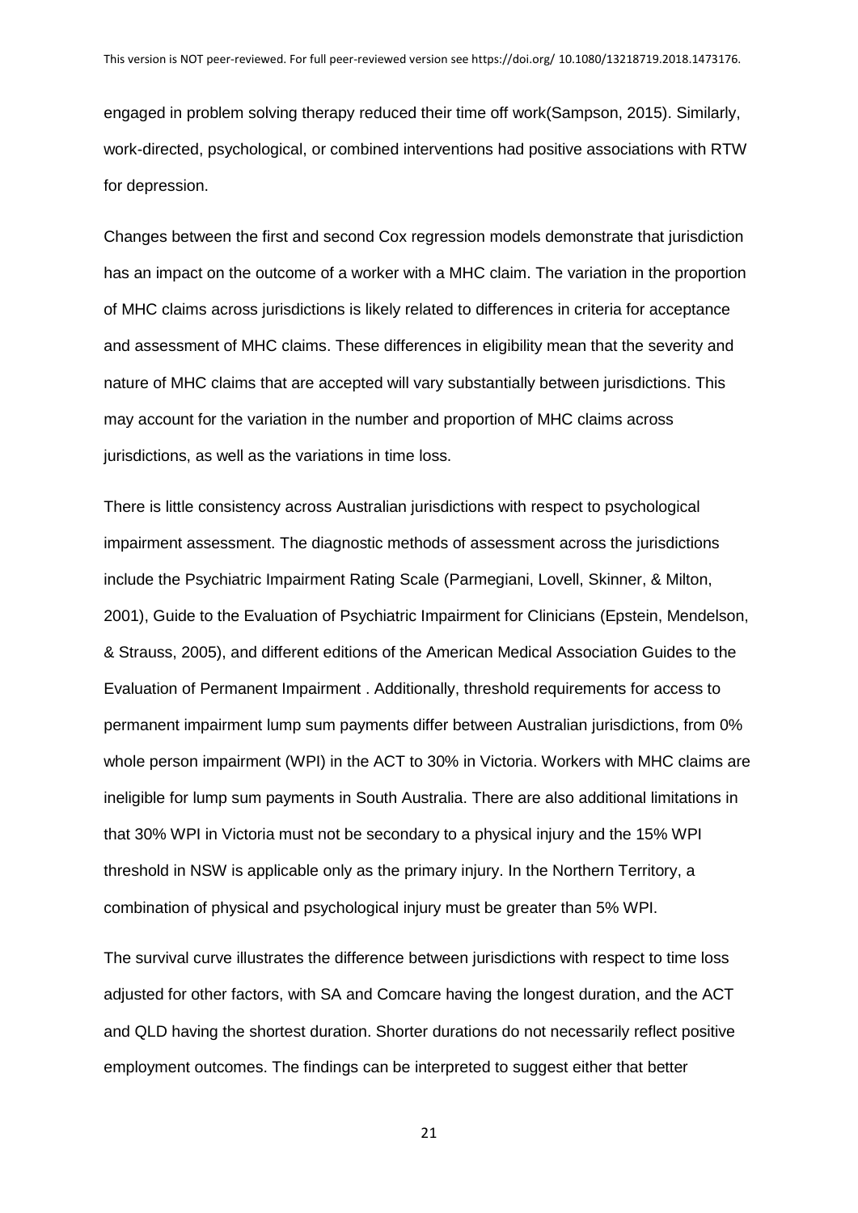engaged in problem solving therapy reduced their time off work(Sampson, 2015). Similarly, work-directed, psychological, or combined interventions had positive associations with RTW for depression.

Changes between the first and second Cox regression models demonstrate that jurisdiction has an impact on the outcome of a worker with a MHC claim. The variation in the proportion of MHC claims across jurisdictions is likely related to differences in criteria for acceptance and assessment of MHC claims. These differences in eligibility mean that the severity and nature of MHC claims that are accepted will vary substantially between jurisdictions. This may account for the variation in the number and proportion of MHC claims across jurisdictions, as well as the variations in time loss.

There is little consistency across Australian jurisdictions with respect to psychological impairment assessment. The diagnostic methods of assessment across the jurisdictions include the Psychiatric Impairment Rating Scale (Parmegiani, Lovell, Skinner, & Milton, 2001), Guide to the Evaluation of Psychiatric Impairment for Clinicians (Epstein, Mendelson, & Strauss, 2005), and different editions of the American Medical Association Guides to the Evaluation of Permanent Impairment . Additionally, threshold requirements for access to permanent impairment lump sum payments differ between Australian jurisdictions, from 0% whole person impairment (WPI) in the ACT to 30% in Victoria. Workers with MHC claims are ineligible for lump sum payments in South Australia. There are also additional limitations in that 30% WPI in Victoria must not be secondary to a physical injury and the 15% WPI threshold in NSW is applicable only as the primary injury. In the Northern Territory, a combination of physical and psychological injury must be greater than 5% WPI.

The survival curve illustrates the difference between jurisdictions with respect to time loss adjusted for other factors, with SA and Comcare having the longest duration, and the ACT and QLD having the shortest duration. Shorter durations do not necessarily reflect positive employment outcomes. The findings can be interpreted to suggest either that better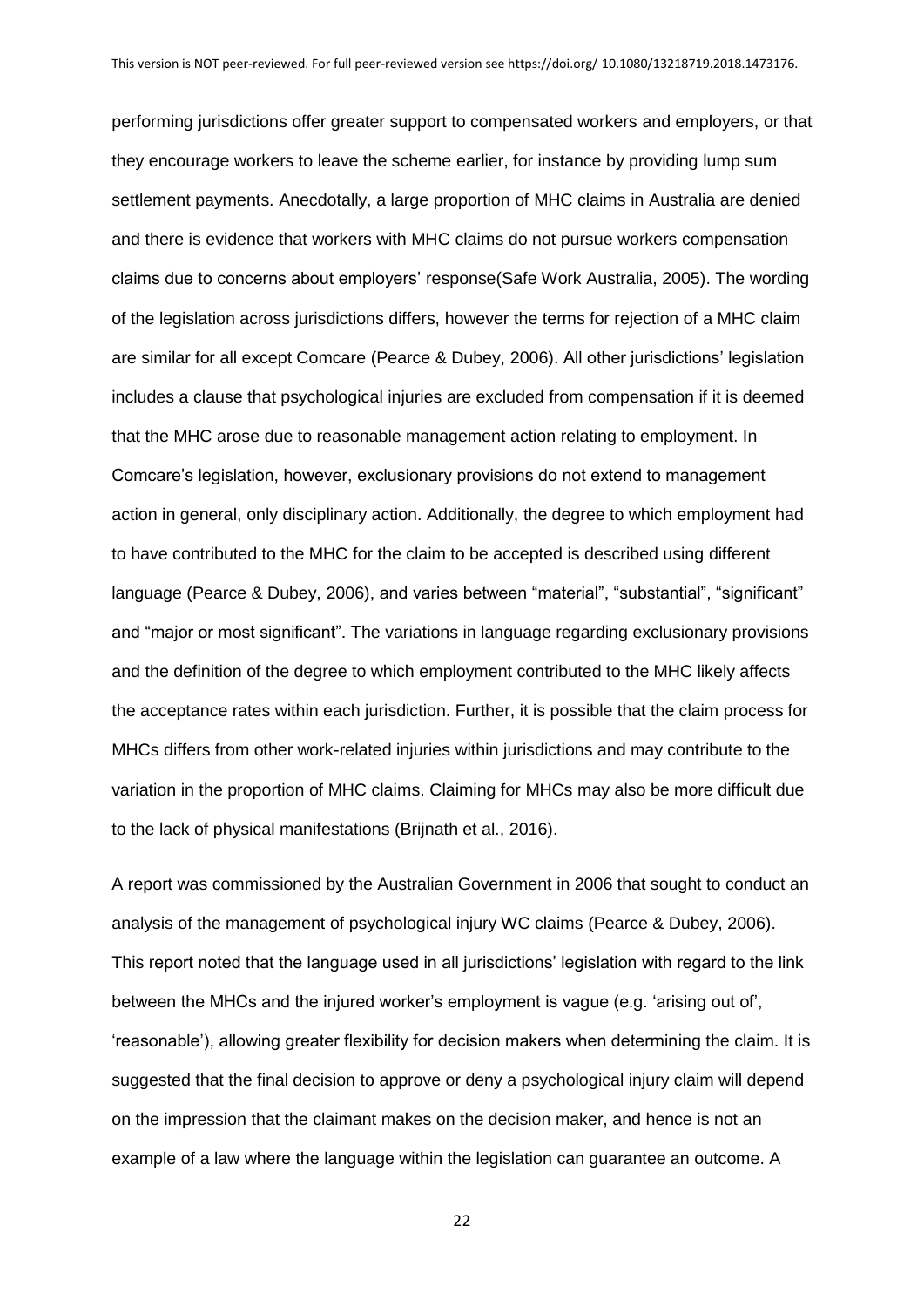performing jurisdictions offer greater support to compensated workers and employers, or that they encourage workers to leave the scheme earlier, for instance by providing lump sum settlement payments. Anecdotally, a large proportion of MHC claims in Australia are denied and there is evidence that workers with MHC claims do not pursue workers compensation claims due to concerns about employers' response(Safe Work Australia, 2005). The wording of the legislation across jurisdictions differs, however the terms for rejection of a MHC claim are similar for all except Comcare (Pearce & Dubey, 2006). All other jurisdictions' legislation includes a clause that psychological injuries are excluded from compensation if it is deemed that the MHC arose due to reasonable management action relating to employment. In Comcare's legislation, however, exclusionary provisions do not extend to management action in general, only disciplinary action. Additionally, the degree to which employment had to have contributed to the MHC for the claim to be accepted is described using different language (Pearce & Dubey, 2006), and varies between "material", "substantial", "significant" and "major or most significant". The variations in language regarding exclusionary provisions and the definition of the degree to which employment contributed to the MHC likely affects the acceptance rates within each jurisdiction. Further, it is possible that the claim process for MHCs differs from other work-related injuries within jurisdictions and may contribute to the variation in the proportion of MHC claims. Claiming for MHCs may also be more difficult due to the lack of physical manifestations (Brijnath et al., 2016).

A report was commissioned by the Australian Government in 2006 that sought to conduct an analysis of the management of psychological injury WC claims (Pearce & Dubey, 2006). This report noted that the language used in all jurisdictions' legislation with regard to the link between the MHCs and the injured worker's employment is vague (e.g. 'arising out of', 'reasonable'), allowing greater flexibility for decision makers when determining the claim. It is suggested that the final decision to approve or deny a psychological injury claim will depend on the impression that the claimant makes on the decision maker, and hence is not an example of a law where the language within the legislation can guarantee an outcome. A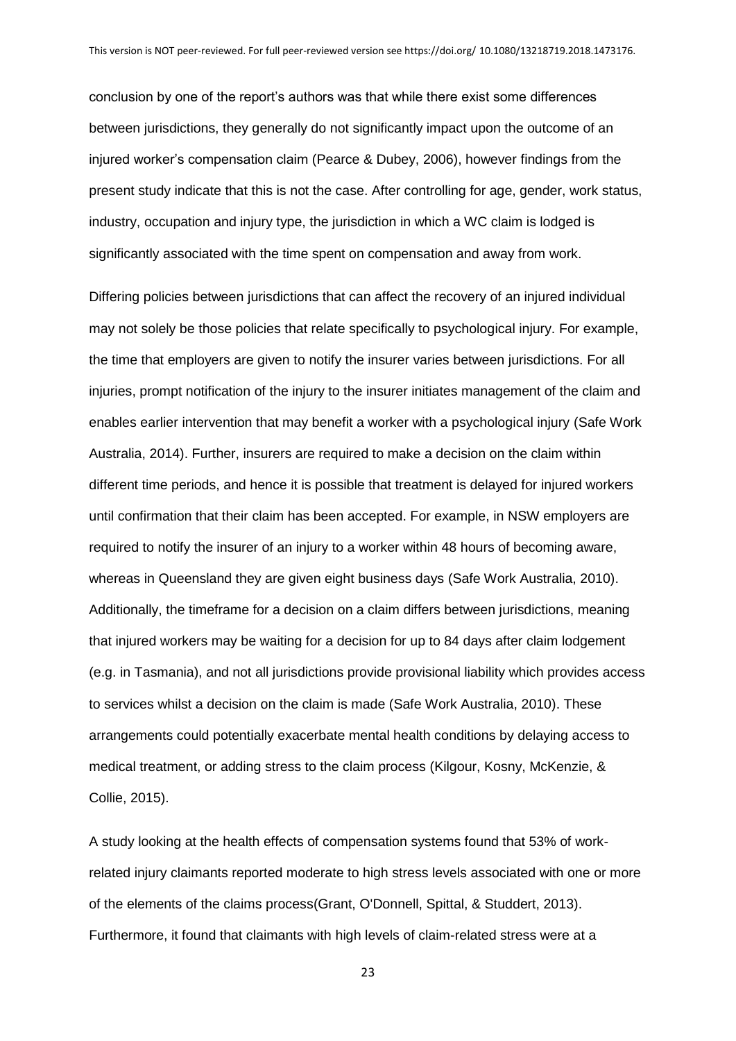conclusion by one of the report's authors was that while there exist some differences between jurisdictions, they generally do not significantly impact upon the outcome of an injured worker's compensation claim (Pearce & Dubey, 2006), however findings from the present study indicate that this is not the case. After controlling for age, gender, work status, industry, occupation and injury type, the jurisdiction in which a WC claim is lodged is significantly associated with the time spent on compensation and away from work.

Differing policies between jurisdictions that can affect the recovery of an injured individual may not solely be those policies that relate specifically to psychological injury. For example, the time that employers are given to notify the insurer varies between jurisdictions. For all injuries, prompt notification of the injury to the insurer initiates management of the claim and enables earlier intervention that may benefit a worker with a psychological injury (Safe Work Australia, 2014). Further, insurers are required to make a decision on the claim within different time periods, and hence it is possible that treatment is delayed for injured workers until confirmation that their claim has been accepted. For example, in NSW employers are required to notify the insurer of an injury to a worker within 48 hours of becoming aware, whereas in Queensland they are given eight business days (Safe Work Australia, 2010). Additionally, the timeframe for a decision on a claim differs between jurisdictions, meaning that injured workers may be waiting for a decision for up to 84 days after claim lodgement (e.g. in Tasmania), and not all jurisdictions provide provisional liability which provides access to services whilst a decision on the claim is made (Safe Work Australia, 2010). These arrangements could potentially exacerbate mental health conditions by delaying access to medical treatment, or adding stress to the claim process (Kilgour, Kosny, McKenzie, & Collie, 2015).

A study looking at the health effects of compensation systems found that 53% of work-related injury claimants reported moderate to high stress levels associated with one or more of the elements of the claims process(Grant, O'Donnell, Spittal, & Studdert, 2013). Furthermore, it found that claimants with high levels of claim-related stress were at a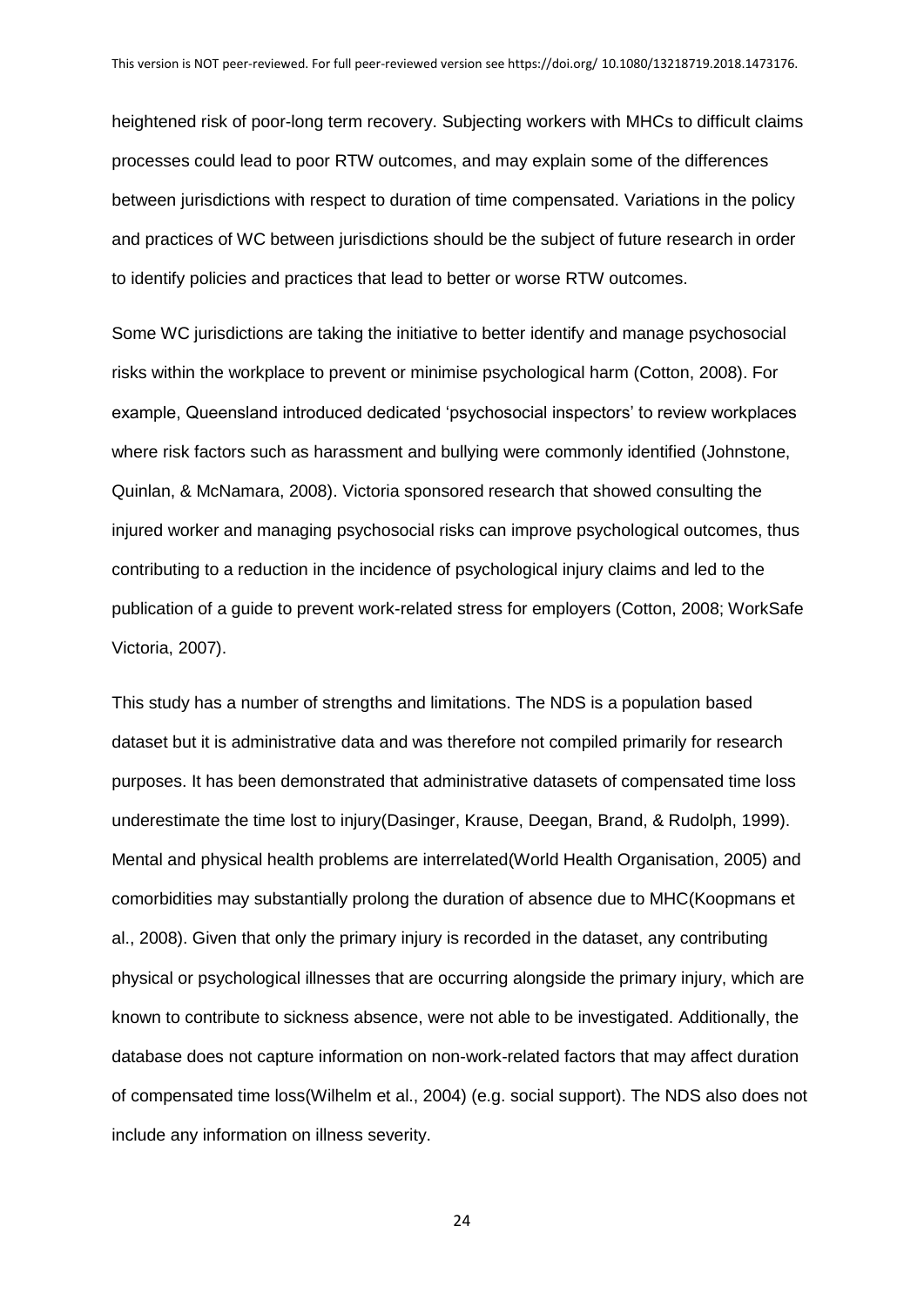heightened risk of poor-long term recovery. Subjecting workers with MHCs to difficult claims processes could lead to poor RTW outcomes, and may explain some of the differences between jurisdictions with respect to duration of time compensated. Variations in the policy and practices of WC between jurisdictions should be the subject of future research in order to identify policies and practices that lead to better or worse RTW outcomes.

Some WC jurisdictions are taking the initiative to better identify and manage psychosocial risks within the workplace to prevent or minimise psychological harm (Cotton, 2008). For example, Queensland introduced dedicated 'psychosocial inspectors' to review workplaces where risk factors such as harassment and bullying were commonly identified (Johnstone, Quinlan, & McNamara, 2008). Victoria sponsored research that showed consulting the injured worker and managing psychosocial risks can improve psychological outcomes, thus contributing to a reduction in the incidence of psychological injury claims and led to the publication of a guide to prevent work-related stress for employers (Cotton, 2008; WorkSafe Victoria, 2007).

This study has a number of strengths and limitations. The NDS is a population based dataset but it is administrative data and was therefore not compiled primarily for research purposes. It has been demonstrated that administrative datasets of compensated time loss underestimate the time lost to injury(Dasinger, Krause, Deegan, Brand, & Rudolph, 1999). Mental and physical health problems are interrelated(World Health Organisation, 2005) and comorbidities may substantially prolong the duration of absence due to MHC(Koopmans et al., 2008). Given that only the primary injury is recorded in the dataset, any contributing physical or psychological illnesses that are occurring alongside the primary injury, which are known to contribute to sickness absence, were not able to be investigated. Additionally, the database does not capture information on non-work-related factors that may affect duration of compensated time loss(Wilhelm et al., 2004) (e.g. social support). The NDS also does not include any information on illness severity.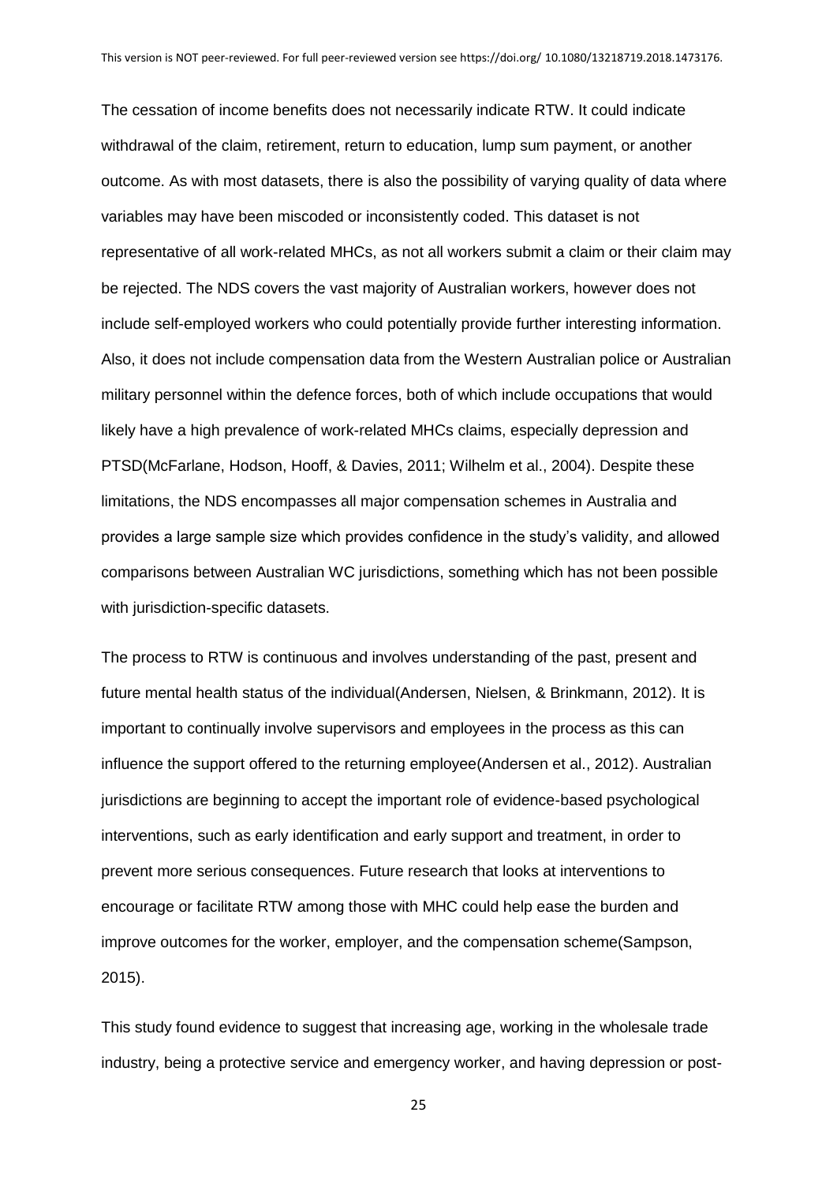The cessation of income benefits does not necessarily indicate RTW. It could indicate withdrawal of the claim, retirement, return to education, lump sum payment, or another outcome. As with most datasets, there is also the possibility of varying quality of data where variables may have been miscoded or inconsistently coded. This dataset is not representative of all work-related MHCs, as not all workers submit a claim or their claim may be rejected. The NDS covers the vast majority of Australian workers, however does not include self-employed workers who could potentially provide further interesting information. Also, it does not include compensation data from the Western Australian police or Australian military personnel within the defence forces, both of which include occupations that would likely have a high prevalence of work-related MHCs claims, especially depression and PTSD(McFarlane, Hodson, Hooff, & Davies, 2011; Wilhelm et al., 2004). Despite these limitations, the NDS encompasses all major compensation schemes in Australia and provides a large sample size which provides confidence in the study's validity, and allowed comparisons between Australian WC jurisdictions, something which has not been possible with jurisdiction-specific datasets.

The process to RTW is continuous and involves understanding of the past, present and future mental health status of the individual(Andersen, Nielsen, & Brinkmann, 2012). It is important to continually involve supervisors and employees in the process as this can influence the support offered to the returning employee(Andersen et al., 2012). Australian jurisdictions are beginning to accept the important role of evidence-based psychological interventions, such as early identification and early support and treatment, in order to prevent more serious consequences. Future research that looks at interventions to encourage or facilitate RTW among those with MHC could help ease the burden and improve outcomes for the worker, employer, and the compensation scheme(Sampson, 2015).

This study found evidence to suggest that increasing age, working in the wholesale trade industry, being a protective service and emergency worker, and having depression or post-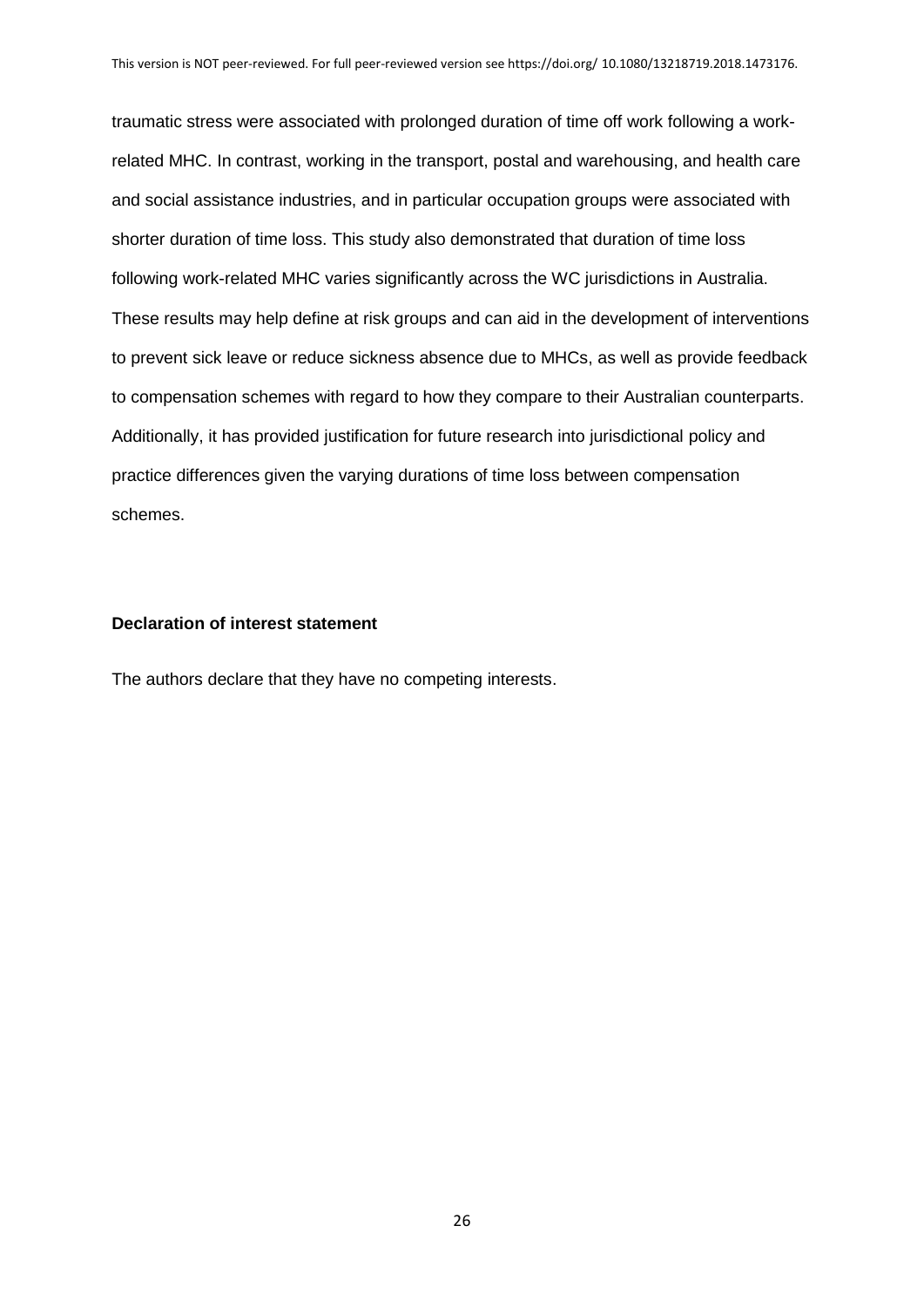traumatic stress were associated with prolonged duration of time off work following a work-related MHC. In contrast, working in the transport, postal and warehousing, and health care and social assistance industries, and in particular occupation groups were associated with shorter duration of time loss. This study also demonstrated that duration of time loss following work-related MHC varies significantly across the WC jurisdictions in Australia. These results may help define at risk groups and can aid in the development of interventions to prevent sick leave or reduce sickness absence due to MHCs, as well as provide feedback to compensation schemes with regard to how they compare to their Australian counterparts. Additionally, it has provided justification for future research into jurisdictional policy and practice differences given the varying durations of time loss between compensation schemes.

**Declaration of interest statement**

The authors declare that they have no competing interests.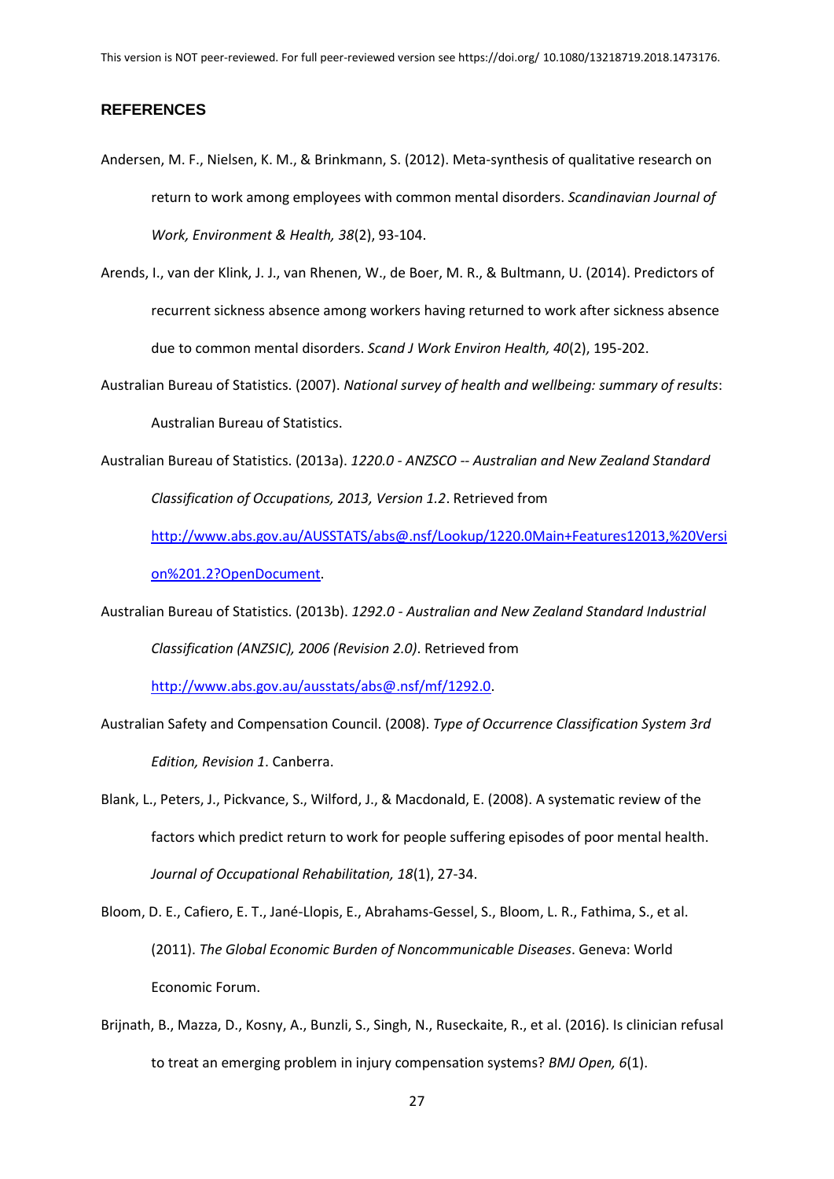## REFERENCES

Andersen, M. F., Nielsen, K. M., & Brinkmann, S. (2012). Meta-synthesis of qualitative research on return to work among employees with common mental disorders. *Scandinavian Journal of Work, Environment & Health, 38*(2), 93-104.

Arends, I., van der Klink, J. J., van Rhenen, W., de Boer, M. R., & Bultmann, U. (2014). Predictors of recurrent sickness absence among workers having returned to work after sickness absence due to common mental disorders. *Scand J Work Environ Health, 40*(2), 195-202.

Australian Bureau of Statistics. (2007). *National survey of health and wellbeing: summary of results*: Australian Bureau of Statistics.

Australian Bureau of Statistics. (2013a). *1220.0 - ANZSCO -- Australian and New Zealand Standard Classification of Occupations, 2013, Version 1.2*. Retrieved from http://www.abs.gov.au/AUSSTATS/abs@.nsf/Lookup/1220.0Main+Features12013,%20Version%201.2?OpenDocument.

Australian Bureau of Statistics. (2013b). *1292.0 - Australian and New Zealand Standard Industrial Classification (ANZSIC), 2006 (Revision 2.0)*. Retrieved from http://www.abs.gov.au/ausstats/abs@.nsf/mf/1292.0.

Australian Safety and Compensation Council. (2008). *Type of Occurrence Classification System 3rd Edition, Revision 1*. Canberra.

Blank, L., Peters, J., Pickvance, S., Wilford, J., & Macdonald, E. (2008). A systematic review of the factors which predict return to work for people suffering episodes of poor mental health. *Journal of Occupational Rehabilitation, 18*(1), 27-34.

Bloom, D. E., Cafiero, E. T., Jané-Llopis, E., Abrahams-Gessel, S., Bloom, L. R., Fathima, S., et al. (2011). *The Global Economic Burden of Noncommunicable Diseases*. Geneva: World Economic Forum.

Brijnath, B., Mazza, D., Kosny, A., Bunzli, S., Singh, N., Ruseckaite, R., et al. (2016). Is clinician refusal to treat an emerging problem in injury compensation systems? *BMJ Open, 6*(1).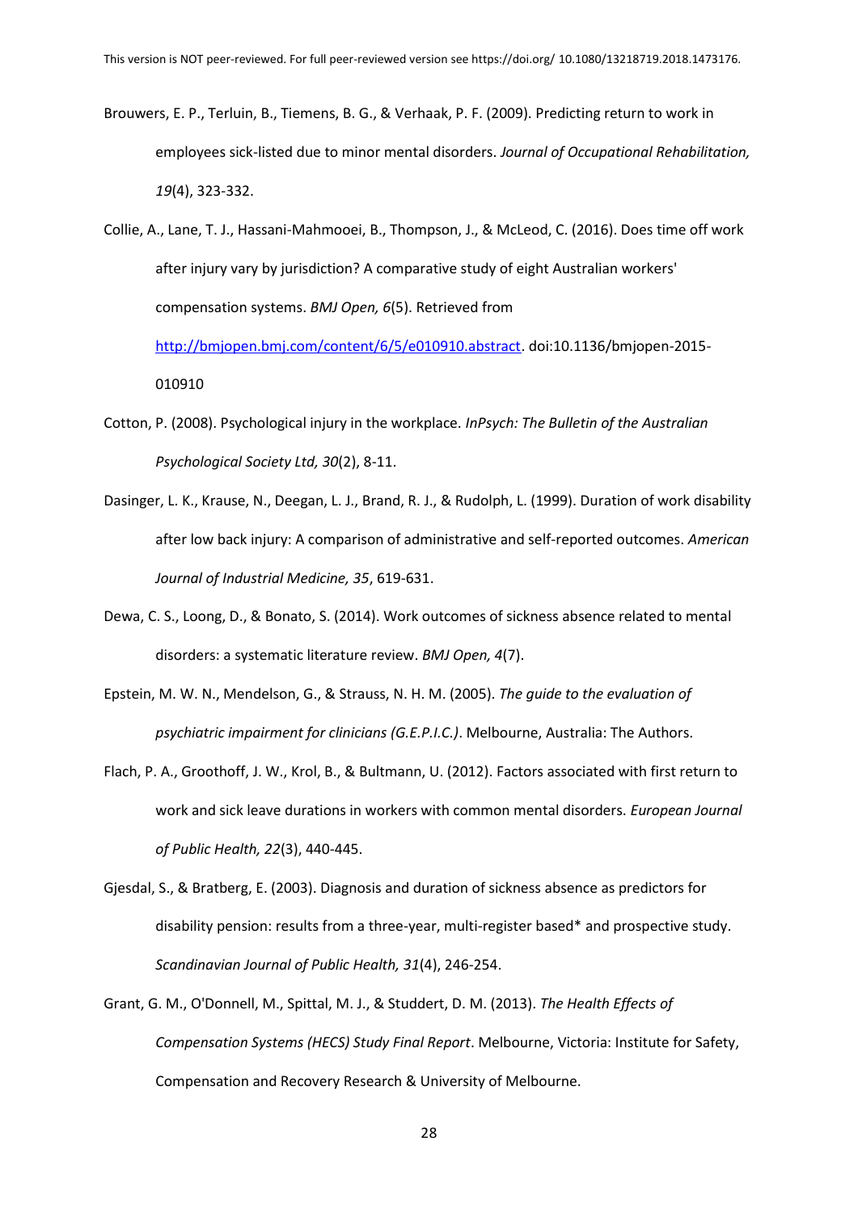Brouwers, E. P., Terluin, B., Tiemens, B. G., & Verhaak, P. F. (2009). Predicting return to work in employees sick-listed due to minor mental disorders. *Journal of Occupational Rehabilitation, 19*(4), 323-332.

Collie, A., Lane, T. J., Hassani-Mahmooei, B., Thompson, J., & McLeod, C. (2016). Does time off work after injury vary by jurisdiction? A comparative study of eight Australian workers' compensation systems. *BMJ Open, 6*(5). Retrieved from http://bmjopen.bmj.com/content/6/5/e010910.abstract. doi:10.1136/bmjopen-2015-010910

Cotton, P. (2008). Psychological injury in the workplace. *InPsych: The Bulletin of the Australian Psychological Society Ltd, 30*(2), 8-11.

Dasinger, L. K., Krause, N., Deegan, L. J., Brand, R. J., & Rudolph, L. (1999). Duration of work disability after low back injury: A comparison of administrative and self-reported outcomes. *American Journal of Industrial Medicine, 35*, 619-631.

Dewa, C. S., Loong, D., & Bonato, S. (2014). Work outcomes of sickness absence related to mental disorders: a systematic literature review. *BMJ Open, 4*(7).

Epstein, M. W. N., Mendelson, G., & Strauss, N. H. M. (2005). *The guide to the evaluation of psychiatric impairment for clinicians (G.E.P.I.C.)*. Melbourne, Australia: The Authors.

Flach, P. A., Groothoff, J. W., Krol, B., & Bultmann, U. (2012). Factors associated with first return to work and sick leave durations in workers with common mental disorders. *European Journal of Public Health, 22*(3), 440-445.

Gjesdal, S., & Bratberg, E. (2003). Diagnosis and duration of sickness absence as predictors for disability pension: results from a three-year, multi-register based* and prospective study. *Scandinavian Journal of Public Health, 31*(4), 246-254.

Grant, G. M., O'Donnell, M., Spittal, M. J., & Studdert, D. M. (2013). *The Health Effects of Compensation Systems (HECS) Study Final Report*. Melbourne, Victoria: Institute for Safety, Compensation and Recovery Research & University of Melbourne.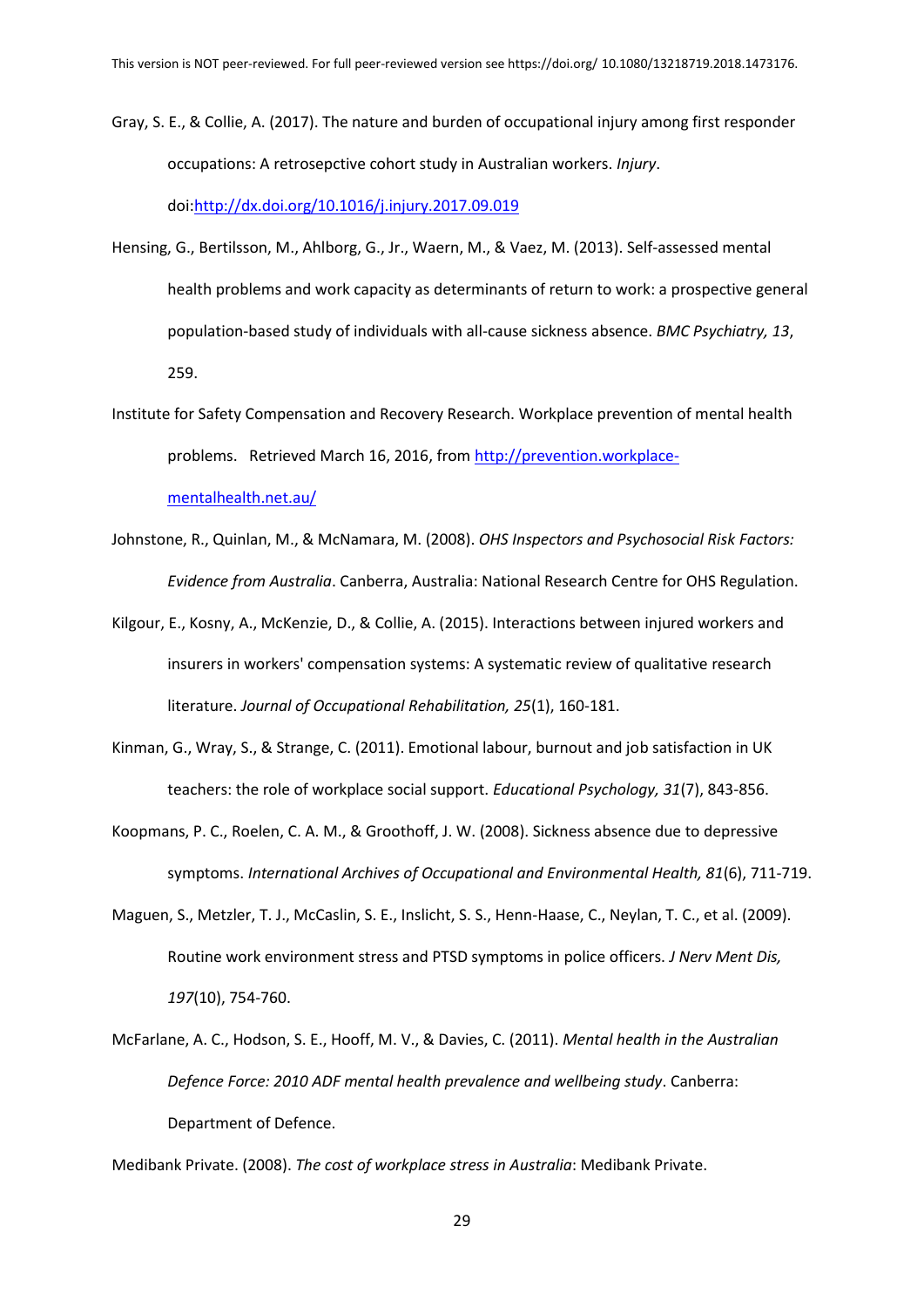Gray, S. E., & Collie, A. (2017). The nature and burden of occupational injury among first responder occupations: A retrosepctive cohort study in Australian workers. *Injury*. doi:http://dx.doi.org/10.1016/j.injury.2017.09.019

Hensing, G., Bertilsson, M., Ahlborg, G., Jr., Waern, M., & Vaez, M. (2013). Self-assessed mental health problems and work capacity as determinants of return to work: a prospective general population-based study of individuals with all-cause sickness absence. *BMC Psychiatry, 13*, 259.

Institute for Safety Compensation and Recovery Research. Workplace prevention of mental health problems. Retrieved March 16, 2016, from http://prevention.workplace-mentalhealth.net.au/

Johnstone, R., Quinlan, M., & McNamara, M. (2008). *OHS Inspectors and Psychosocial Risk Factors: Evidence from Australia*. Canberra, Australia: National Research Centre for OHS Regulation.

Kilgour, E., Kosny, A., McKenzie, D., & Collie, A. (2015). Interactions between injured workers and insurers in workers' compensation systems: A systematic review of qualitative research literature. *Journal of Occupational Rehabilitation, 25*(1), 160-181.

Kinman, G., Wray, S., & Strange, C. (2011). Emotional labour, burnout and job satisfaction in UK teachers: the role of workplace social support. *Educational Psychology, 31*(7), 843-856.

Koopmans, P. C., Roelen, C. A. M., & Groothoff, J. W. (2008). Sickness absence due to depressive symptoms. *International Archives of Occupational and Environmental Health, 81*(6), 711-719.

Maguen, S., Metzler, T. J., McCaslin, S. E., Inslicht, S. S., Henn-Haase, C., Neylan, T. C., et al. (2009). Routine work environment stress and PTSD symptoms in police officers. *J Nerv Ment Dis, 197*(10), 754-760.

McFarlane, A. C., Hodson, S. E., Hooff, M. V., & Davies, C. (2011). *Mental health in the Australian Defence Force: 2010 ADF mental health prevalence and wellbeing study*. Canberra: Department of Defence.

Medibank Private. (2008). *The cost of workplace stress in Australia*: Medibank Private.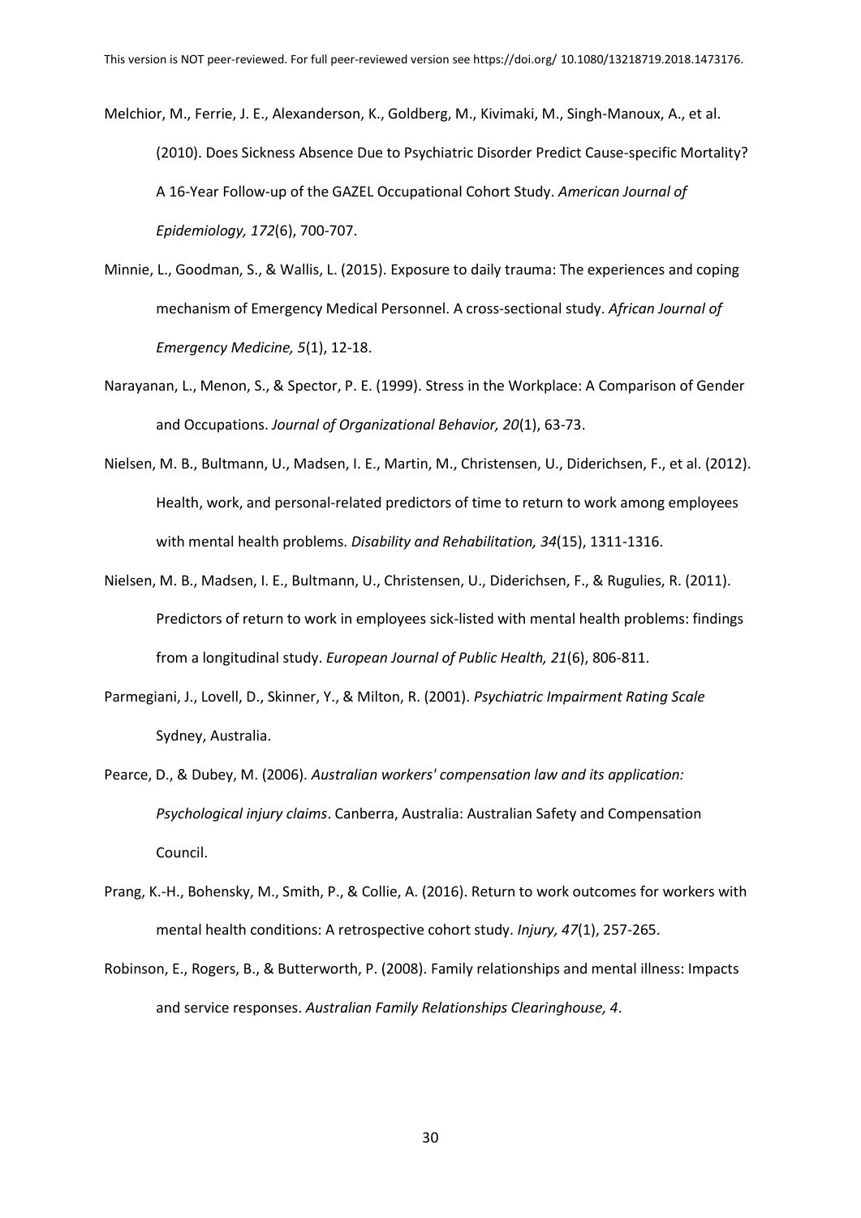Melchior, M., Ferrie, J. E., Alexanderson, K., Goldberg, M., Kivimaki, M., Singh-Manoux, A., et al. (2010). Does Sickness Absence Due to Psychiatric Disorder Predict Cause-specific Mortality? A 16-Year Follow-up of the GAZEL Occupational Cohort Study. *American Journal of Epidemiology, 172*(6), 700-707.

Minnie, L., Goodman, S., & Wallis, L. (2015). Exposure to daily trauma: The experiences and coping mechanism of Emergency Medical Personnel. A cross-sectional study. *African Journal of Emergency Medicine, 5*(1), 12-18.

Narayanan, L., Menon, S., & Spector, P. E. (1999). Stress in the Workplace: A Comparison of Gender and Occupations. *Journal of Organizational Behavior, 20*(1), 63-73.

Nielsen, M. B., Bultmann, U., Madsen, I. E., Martin, M., Christensen, U., Diderichsen, F., et al. (2012). Health, work, and personal-related predictors of time to return to work among employees with mental health problems. *Disability and Rehabilitation, 34*(15), 1311-1316.

Nielsen, M. B., Madsen, I. E., Bultmann, U., Christensen, U., Diderichsen, F., & Rugulies, R. (2011). Predictors of return to work in employees sick-listed with mental health problems: findings from a longitudinal study. *European Journal of Public Health, 21*(6), 806-811.

Parmegiani, J., Lovell, D., Skinner, Y., & Milton, R. (2001). *Psychiatric Impairment Rating Scale* Sydney, Australia.

Pearce, D., & Dubey, M. (2006). *Australian workers' compensation law and its application: Psychological injury claims*. Canberra, Australia: Australian Safety and Compensation Council.

Prang, K.-H., Bohensky, M., Smith, P., & Collie, A. (2016). Return to work outcomes for workers with mental health conditions: A retrospective cohort study. *Injury, 47*(1), 257-265.

Robinson, E., Rogers, B., & Butterworth, P. (2008). Family relationships and mental illness: Impacts and service responses. *Australian Family Relationships Clearinghouse, 4*.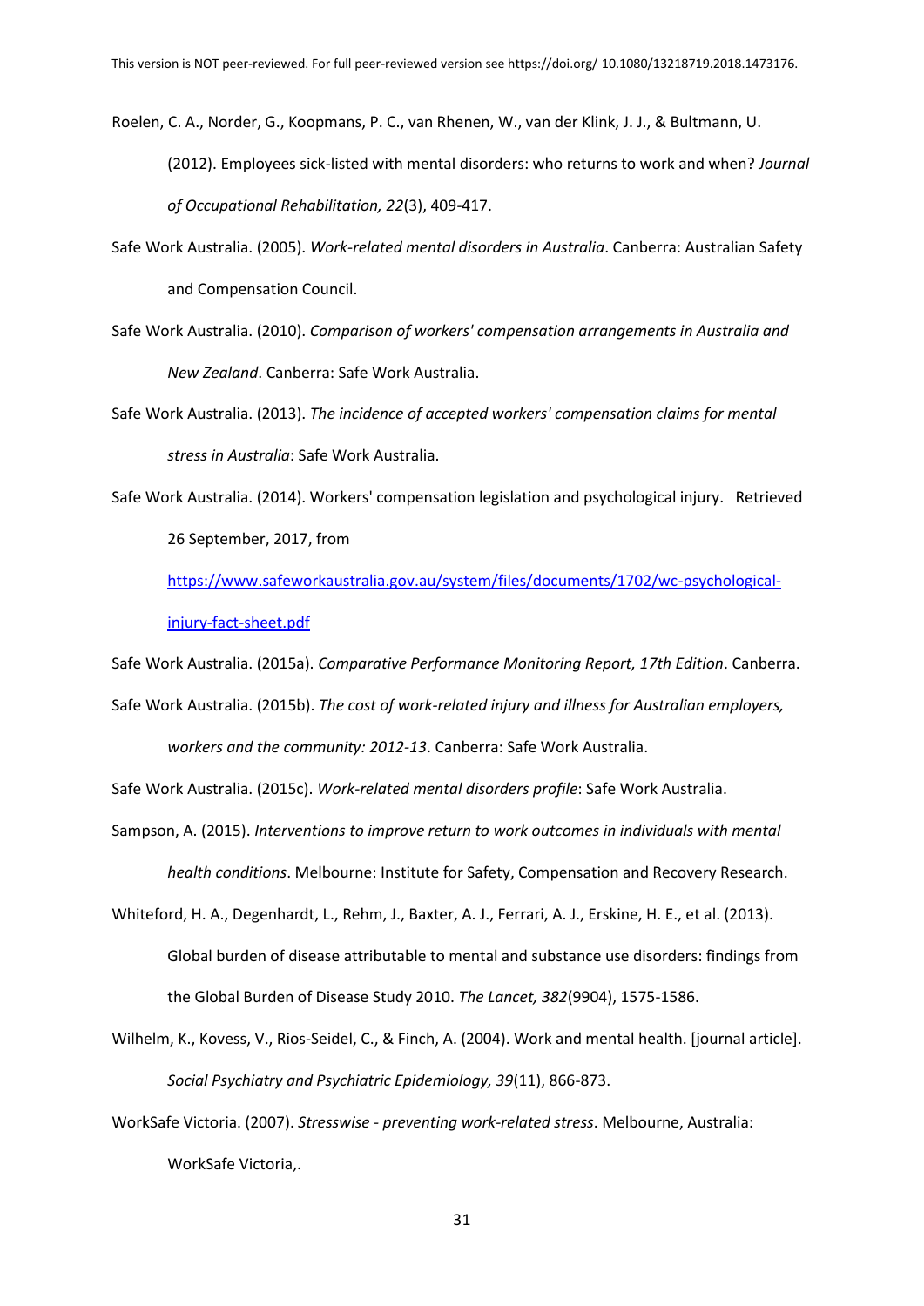Roelen, C. A., Norder, G., Koopmans, P. C., van Rhenen, W., van der Klink, J. J., & Bultmann, U. (2012). Employees sick-listed with mental disorders: who returns to work and when? *Journal of Occupational Rehabilitation, 22*(3), 409-417.

Safe Work Australia. (2005). *Work-related mental disorders in Australia*. Canberra: Australian Safety and Compensation Council.

Safe Work Australia. (2010). *Comparison of workers' compensation arrangements in Australia and New Zealand*. Canberra: Safe Work Australia.

Safe Work Australia. (2013). *The incidence of accepted workers' compensation claims for mental stress in Australia*: Safe Work Australia.

Safe Work Australia. (2014). Workers' compensation legislation and psychological injury. Retrieved 26 September, 2017, from https://www.safeworkaustralia.gov.au/system/files/documents/1702/wc-psychological-injury-fact-sheet.pdf

Safe Work Australia. (2015a). *Comparative Performance Monitoring Report, 17th Edition*. Canberra.

Safe Work Australia. (2015b). *The cost of work-related injury and illness for Australian employers, workers and the community: 2012-13*. Canberra: Safe Work Australia.

Safe Work Australia. (2015c). *Work-related mental disorders profile*: Safe Work Australia.

Sampson, A. (2015). *Interventions to improve return to work outcomes in individuals with mental health conditions*. Melbourne: Institute for Safety, Compensation and Recovery Research.

Whiteford, H. A., Degenhardt, L., Rehm, J., Baxter, A. J., Ferrari, A. J., Erskine, H. E., et al. (2013). Global burden of disease attributable to mental and substance use disorders: findings from the Global Burden of Disease Study 2010. *The Lancet, 382*(9904), 1575-1586.

Wilhelm, K., Kovess, V., Rios-Seidel, C., & Finch, A. (2004). Work and mental health. [journal article]. *Social Psychiatry and Psychiatric Epidemiology, 39*(11), 866-873.

WorkSafe Victoria. (2007). *Stresswise - preventing work-related stress*. Melbourne, Australia: WorkSafe Victoria,.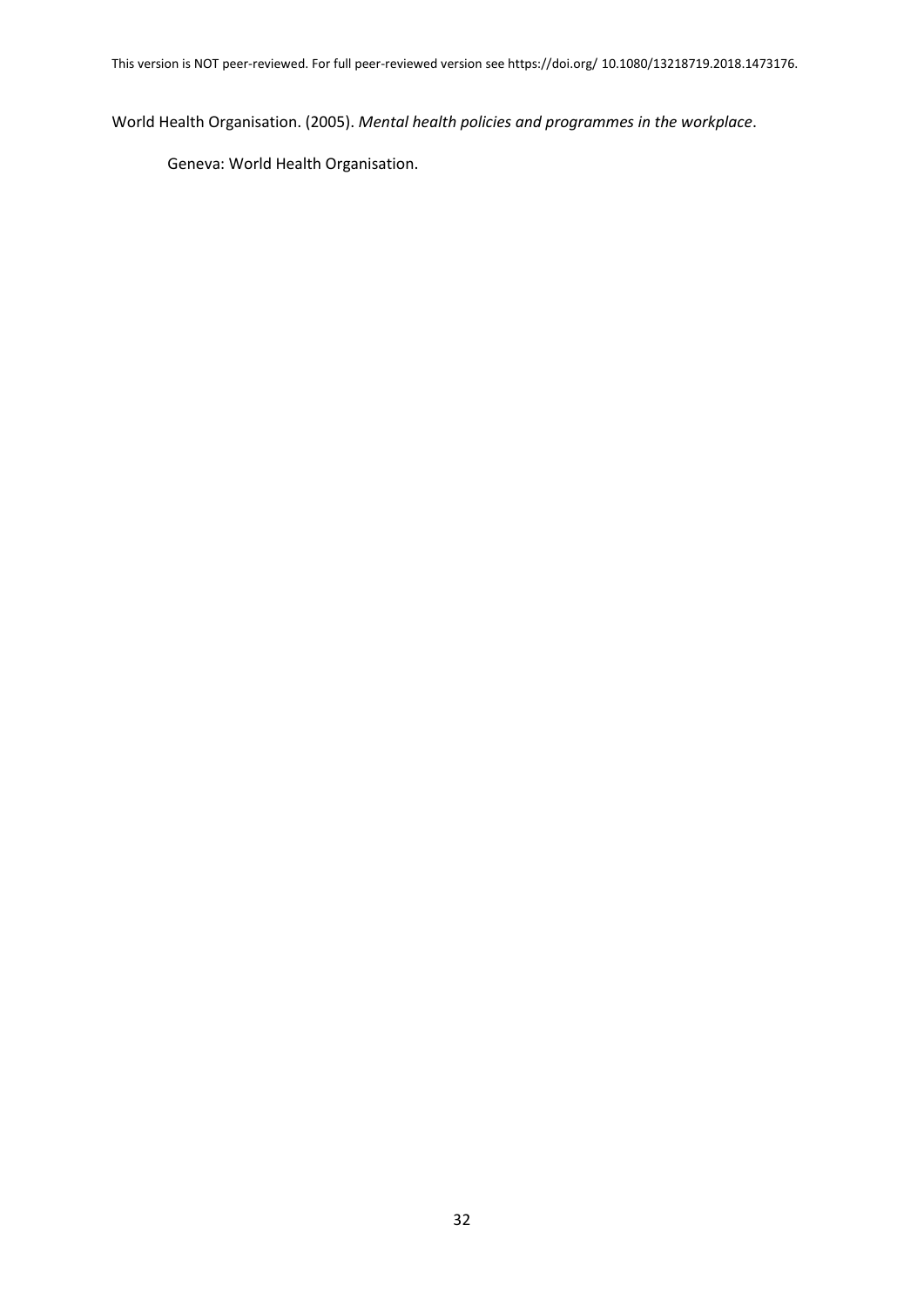World Health Organisation. (2005). *Mental health policies and programmes in the workplace*. Geneva: World Health Organisation.